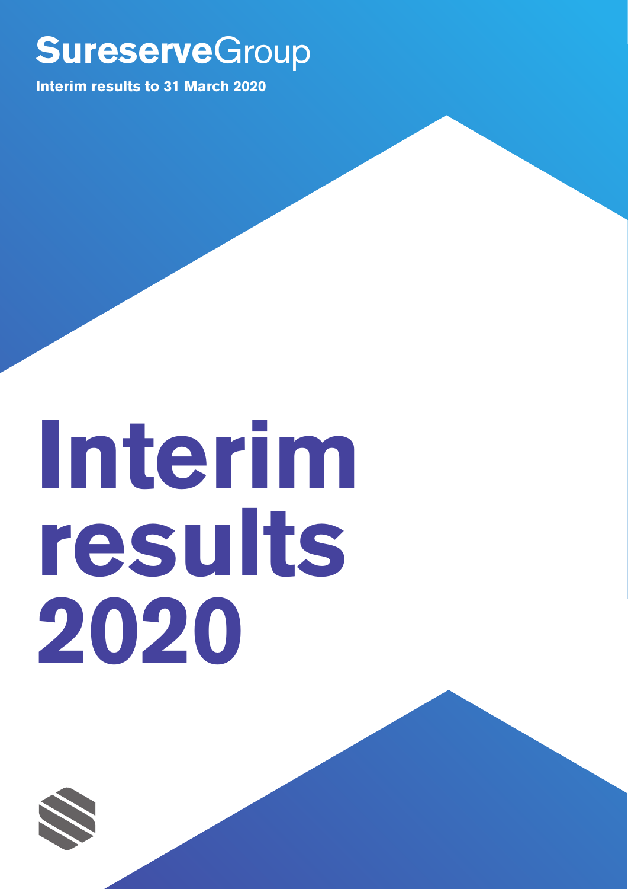**SureserveGroup**

**Interim results to 31 March 2020**

# Interim results 2020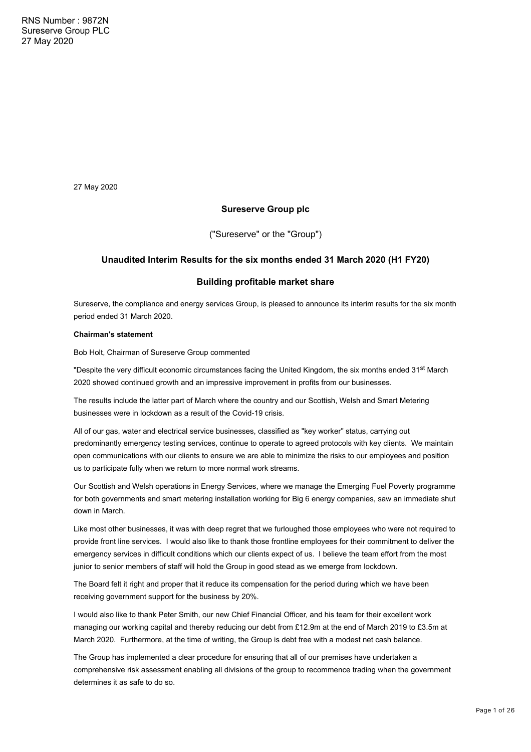RNS Number : 9872N
Sureserve Group PLC
27 May 2020

27 May 2020

**Sureserve Group plc**

("Sureserve" or the "Group")

**Unaudited Interim Results for the six months ended 31 March 2020 (H1 FY20)**

**Building profitable market share**

Sureserve, the compliance and energy services Group, is pleased to announce its interim results for the six month period ended 31 March 2020.

**Chairman's statement**

Bob Holt, Chairman of Sureserve Group commented

"Despite the very difficult economic circumstances facing the United Kingdom, the six months ended 31st March 2020 showed continued growth and an impressive improvement in profits from our businesses.

The results include the latter part of March where the country and our Scottish, Welsh and Smart Metering businesses were in lockdown as a result of the Covid-19 crisis.

All of our gas, water and electrical service businesses, classified as "key worker" status, carrying out predominantly emergency testing services, continue to operate to agreed protocols with key clients. We maintain open communications with our clients to ensure we are able to minimize the risks to our employees and position us to participate fully when we return to more normal work streams.

Our Scottish and Welsh operations in Energy Services, where we manage the Emerging Fuel Poverty programme for both governments and smart metering installation working for Big 6 energy companies, saw an immediate shut down in March.

Like most other businesses, it was with deep regret that we furloughed those employees who were not required to provide front line services. I would also like to thank those frontline employees for their commitment to deliver the emergency services in difficult conditions which our clients expect of us. I believe the team effort from the most junior to senior members of staff will hold the Group in good stead as we emerge from lockdown.

The Board felt it right and proper that it reduce its compensation for the period during which we have been receiving government support for the business by 20%.

I would also like to thank Peter Smith, our new Chief Financial Officer, and his team for their excellent work managing our working capital and thereby reducing our debt from £12.9m at the end of March 2019 to £3.5m at March 2020. Furthermore, at the time of writing, the Group is debt free with a modest net cash balance.

The Group has implemented a clear procedure for ensuring that all of our premises have undertaken a comprehensive risk assessment enabling all divisions of the group to recommence trading when the government determines it as safe to do so.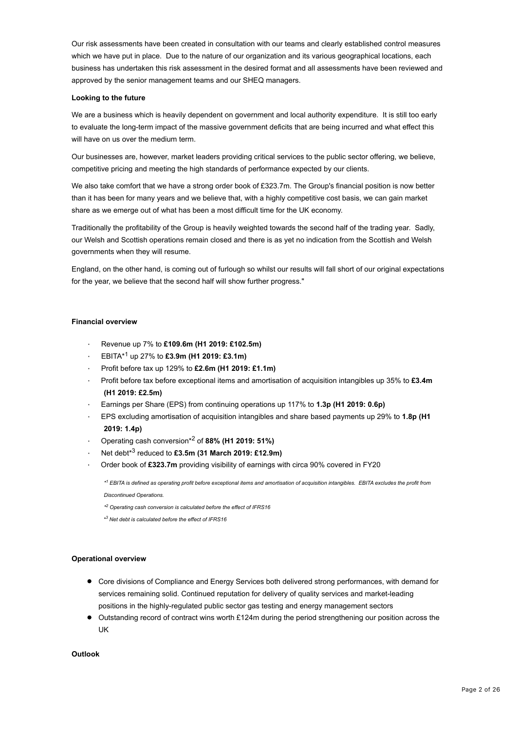Our risk assessments have been created in consultation with our teams and clearly established control measures which we have put in place. Due to the nature of our organization and its various geographical locations, each business has undertaken this risk assessment in the desired format and all assessments have been reviewed and approved by the senior management teams and our SHEQ managers.

**Looking to the future**

We are a business which is heavily dependent on government and local authority expenditure. It is still too early to evaluate the long-term impact of the massive government deficits that are being incurred and what effect this will have on us over the medium term.

Our businesses are, however, market leaders providing critical services to the public sector offering, we believe, competitive pricing and meeting the high standards of performance expected by our clients.

We also take comfort that we have a strong order book of £323.7m. The Group's financial position is now better than it has been for many years and we believe that, with a highly competitive cost basis, we can gain market share as we emerge out of what has been a most difficult time for the UK economy.

Traditionally the profitability of the Group is heavily weighted towards the second half of the trading year. Sadly, our Welsh and Scottish operations remain closed and there is as yet no indication from the Scottish and Welsh governments when they will resume.

England, on the other hand, is coming out of furlough so whilst our results will fall short of our original expectations for the year, we believe that the second half will show further progress."

**Financial overview**

- Revenue up 7% to **£109.6m (H1 2019: £102.5m)**
- EBITA*[1] up 27% to **£3.9m (H1 2019: £3.1m)**
- Profit before tax up 129% to **£2.6m (H1 2019: £1.1m)**
- Profit before tax before exceptional items and amortisation of acquisition intangibles up 35% to **£3.4m (H1 2019: £2.5m)**
- Earnings per Share (EPS) from continuing operations up 117% to **1.3p (H1 2019: 0.6p)**
- EPS excluding amortisation of acquisition intangibles and share based payments up 29% to **1.8p (H1 2019: 1.4p)**
- Operating cash conversion*[2] of **88% (H1 2019: 51%)**
- Net debt*[3] reduced to **£3.5m (31 March 2019: £12.9m)**
- Order book of **£323.7m** providing visibility of earnings with circa 90% covered in FY20

*\*[1] EBITA is defined as operating profit before exceptional items and amortisation of acquisition intangibles. EBITA excludes the profit from Discontinued Operations.*

*\*[2] Operating cash conversion is calculated before the effect of IFRS16*

*\*[3] Net debt is calculated before the effect of IFRS16*

**Operational overview**

- Core divisions of Compliance and Energy Services both delivered strong performances, with demand for services remaining solid. Continued reputation for delivery of quality services and market-leading positions in the highly-regulated public sector gas testing and energy management sectors
- Outstanding record of contract wins worth £124m during the period strengthening our position across the UK

**Outlook**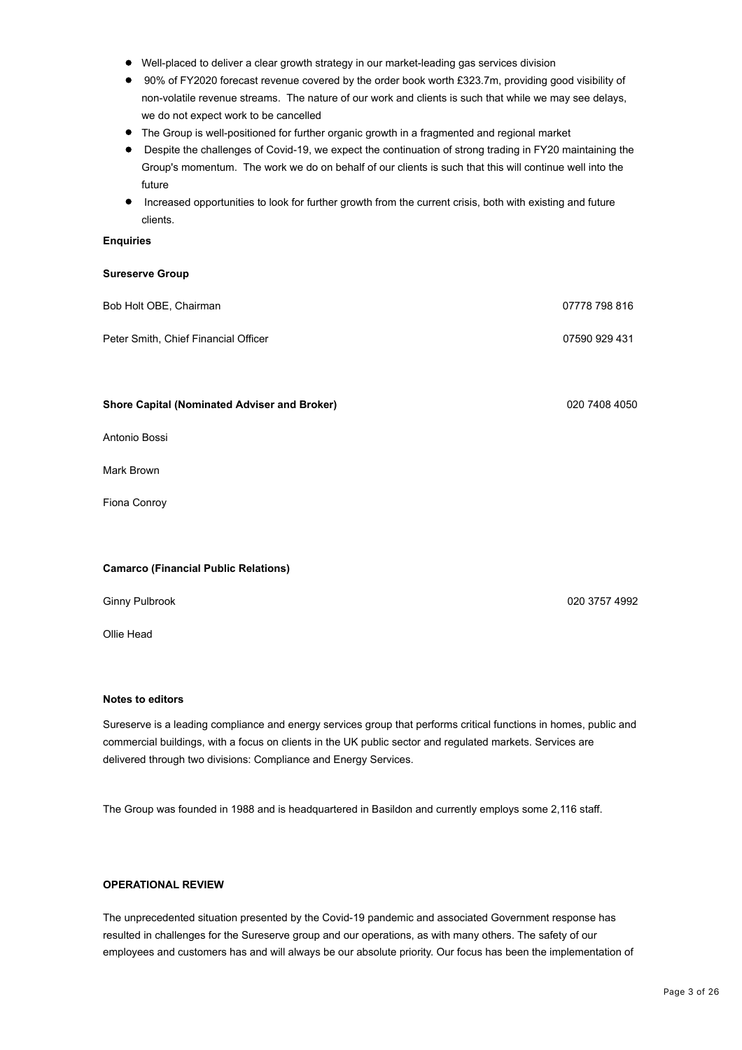- Well-placed to deliver a clear growth strategy in our market-leading gas services division
- 90% of FY2020 forecast revenue covered by the order book worth £323.7m, providing good visibility of non-volatile revenue streams. The nature of our work and clients is such that while we may see delays, we do not expect work to be cancelled
- The Group is well-positioned for further organic growth in a fragmented and regional market
- Despite the challenges of Covid-19, we expect the continuation of strong trading in FY20 maintaining the Group's momentum. The work we do on behalf of our clients is such that this will continue well into the future
- Increased opportunities to look for further growth from the current crisis, both with existing and future clients.

**Enquiries**

**Sureserve Group**

| | |
|---|---|
| Bob Holt OBE, Chairman | 07778 798 816 |
| Peter Smith, Chief Financial Officer | 07590 929 431 |

**Shore Capital (Nominated Adviser and Broker)** 020 7408 4050

Antonio Bossi

Mark Brown

Fiona Conroy

**Camarco (Financial Public Relations)**

Ginny Pulbrook 020 3757 4992

Ollie Head

**Notes to editors**

Sureserve is a leading compliance and energy services group that performs critical functions in homes, public and commercial buildings, with a focus on clients in the UK public sector and regulated markets. Services are delivered through two divisions: Compliance and Energy Services.

The Group was founded in 1988 and is headquartered in Basildon and currently employs some 2,116 staff.

**OPERATIONAL REVIEW**

The unprecedented situation presented by the Covid-19 pandemic and associated Government response has resulted in challenges for the Sureserve group and our operations, as with many others. The safety of our employees and customers has and will always be our absolute priority. Our focus has been the implementation of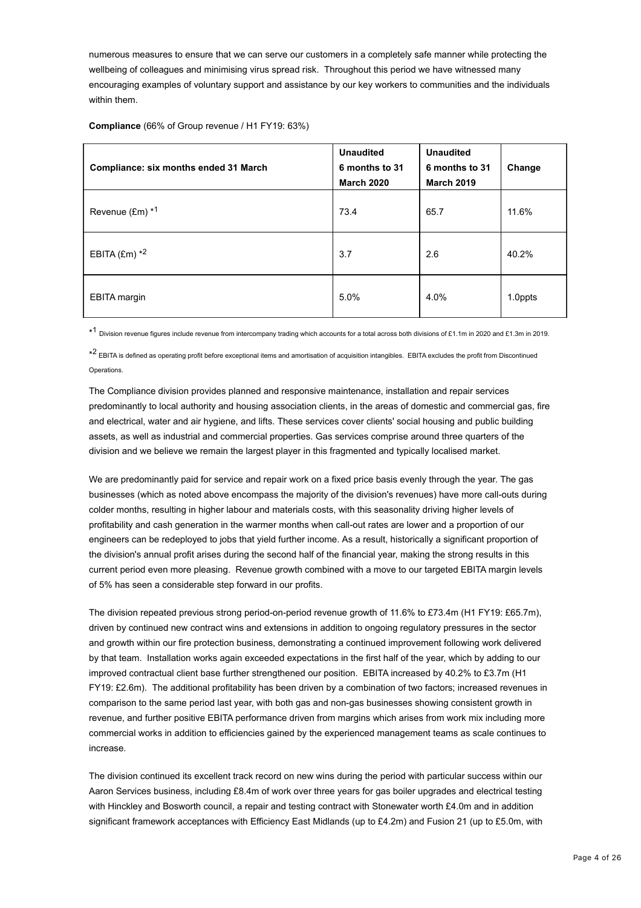numerous measures to ensure that we can serve our customers in a completely safe manner while protecting the wellbeing of colleagues and minimising virus spread risk. Throughout this period we have witnessed many encouraging examples of voluntary support and assistance by our key workers to communities and the individuals within them.

**Compliance** (66% of Group revenue / H1 FY19: 63%)

| **Compliance: six months ended 31 March** | **Unaudited 6 months to 31 March 2020** | **Unaudited 6 months to 31 March 2019** | **Change** |
|---|---|---|---|
| Revenue (£m) *1 | 73.4 | 65.7 | 11.6% |
| EBITA (£m) *2 | 3.7 | 2.6 | 40.2% |
| EBITA margin | 5.0% | 4.0% | 1.0ppts |

*1 Division revenue figures include revenue from intercompany trading which accounts for a total across both divisions of £1.1m in 2020 and £1.3m in 2019.

*2 EBITA is defined as operating profit before exceptional items and amortisation of acquisition intangibles. EBITA excludes the profit from Discontinued Operations.

The Compliance division provides planned and responsive maintenance, installation and repair services predominantly to local authority and housing association clients, in the areas of domestic and commercial gas, fire and electrical, water and air hygiene, and lifts. These services cover clients' social housing and public building assets, as well as industrial and commercial properties. Gas services comprise around three quarters of the division and we believe we remain the largest player in this fragmented and typically localised market.

We are predominantly paid for service and repair work on a fixed price basis evenly through the year. The gas businesses (which as noted above encompass the majority of the division's revenues) have more call-outs during colder months, resulting in higher labour and materials costs, with this seasonality driving higher levels of profitability and cash generation in the warmer months when call-out rates are lower and a proportion of our engineers can be redeployed to jobs that yield further income. As a result, historically a significant proportion of the division's annual profit arises during the second half of the financial year, making the strong results in this current period even more pleasing. Revenue growth combined with a move to our targeted EBITA margin levels of 5% has seen a considerable step forward in our profits.

The division repeated previous strong period-on-period revenue growth of 11.6% to £73.4m (H1 FY19: £65.7m), driven by continued new contract wins and extensions in addition to ongoing regulatory pressures in the sector and growth within our fire protection business, demonstrating a continued improvement following work delivered by that team. Installation works again exceeded expectations in the first half of the year, which by adding to our improved contractual client base further strengthened our position. EBITA increased by 40.2% to £3.7m (H1 FY19: £2.6m). The additional profitability has been driven by a combination of two factors; increased revenues in comparison to the same period last year, with both gas and non-gas businesses showing consistent growth in revenue, and further positive EBITA performance driven from margins which arises from work mix including more commercial works in addition to efficiencies gained by the experienced management teams as scale continues to increase.

The division continued its excellent track record on new wins during the period with particular success within our Aaron Services business, including £8.4m of work over three years for gas boiler upgrades and electrical testing with Hinckley and Bosworth council, a repair and testing contract with Stonewater worth £4.0m and in addition significant framework acceptances with Efficiency East Midlands (up to £4.2m) and Fusion 21 (up to £5.0m, with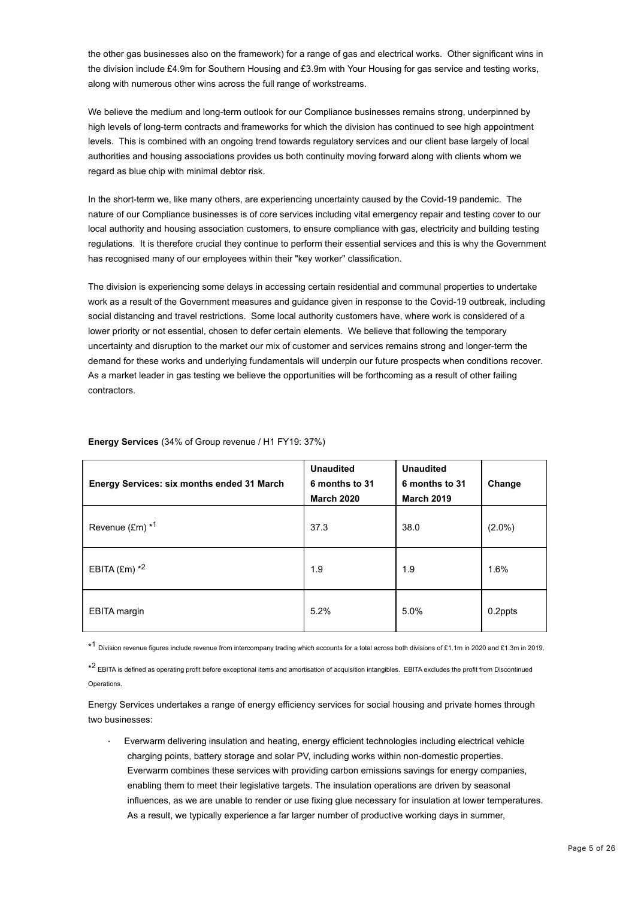the other gas businesses also on the framework) for a range of gas and electrical works. Other significant wins in the division include £4.9m for Southern Housing and £3.9m with Your Housing for gas service and testing works, along with numerous other wins across the full range of workstreams.

We believe the medium and long-term outlook for our Compliance businesses remains strong, underpinned by high levels of long-term contracts and frameworks for which the division has continued to see high appointment levels. This is combined with an ongoing trend towards regulatory services and our client base largely of local authorities and housing associations provides us both continuity moving forward along with clients whom we regard as blue chip with minimal debtor risk.

In the short-term we, like many others, are experiencing uncertainty caused by the Covid-19 pandemic. The nature of our Compliance businesses is of core services including vital emergency repair and testing cover to our local authority and housing association customers, to ensure compliance with gas, electricity and building testing regulations. It is therefore crucial they continue to perform their essential services and this is why the Government has recognised many of our employees within their "key worker" classification.

The division is experiencing some delays in accessing certain residential and communal properties to undertake work as a result of the Government measures and guidance given in response to the Covid-19 outbreak, including social distancing and travel restrictions. Some local authority customers have, where work is considered of a lower priority or not essential, chosen to defer certain elements. We believe that following the temporary uncertainty and disruption to the market our mix of customer and services remains strong and longer-term the demand for these works and underlying fundamentals will underpin our future prospects when conditions recover. As a market leader in gas testing we believe the opportunities will be forthcoming as a result of other failing contractors.

**Energy Services** (34% of Group revenue / H1 FY19: 37%)

| Energy Services: six months ended 31 March | Unaudited 6 months to 31 March 2020 | Unaudited 6 months to 31 March 2019 | Change |
|---|---|---|---|
| Revenue (£m) *[1] | 37.3 | 38.0 | (2.0%) |
| EBITA (£m) *[2] | 1.9 | 1.9 | 1.6% |
| EBITA margin | 5.2% | 5.0% | 0.2ppts |

*[1] Division revenue figures include revenue from intercompany trading which accounts for a total across both divisions of £1.1m in 2020 and £1.3m in 2019.

*[2] EBITA is defined as operating profit before exceptional items and amortisation of acquisition intangibles. EBITA excludes the profit from Discontinued Operations.

Energy Services undertakes a range of energy efficiency services for social housing and private homes through two businesses:

- Everwarm delivering insulation and heating, energy efficient technologies including electrical vehicle charging points, battery storage and solar PV, including works within non-domestic properties. Everwarm combines these services with providing carbon emissions savings for energy companies, enabling them to meet their legislative targets. The insulation operations are driven by seasonal influences, as we are unable to render or use fixing glue necessary for insulation at lower temperatures. As a result, we typically experience a far larger number of productive working days in summer,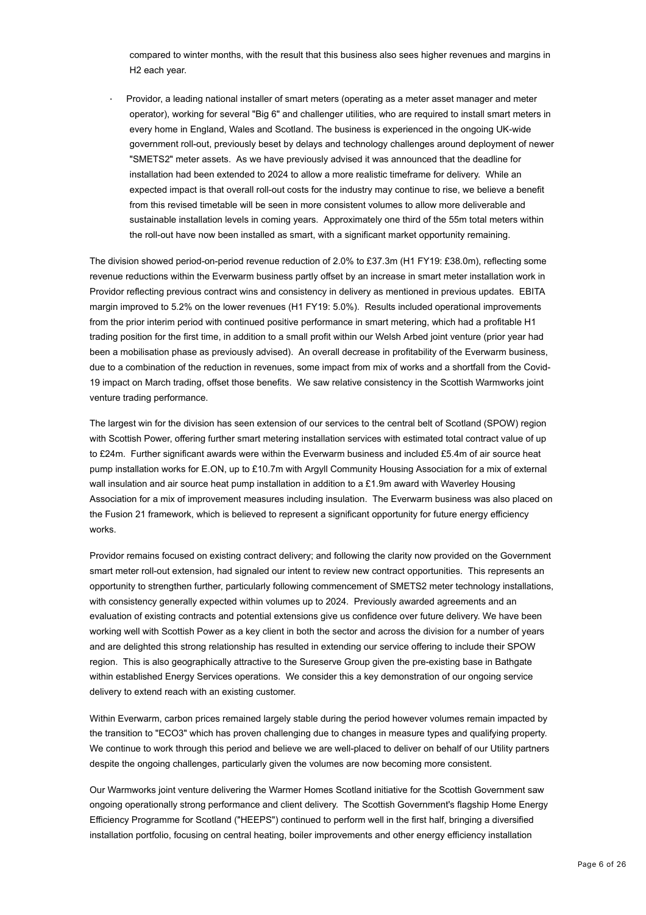compared to winter months, with the result that this business also sees higher revenues and margins in H2 each year.

- Providor, a leading national installer of smart meters (operating as a meter asset manager and meter operator), working for several "Big 6" and challenger utilities, who are required to install smart meters in every home in England, Wales and Scotland. The business is experienced in the ongoing UK-wide government roll-out, previously beset by delays and technology challenges around deployment of newer "SMETS2" meter assets. As we have previously advised it was announced that the deadline for installation had been extended to 2024 to allow a more realistic timeframe for delivery. While an expected impact is that overall roll-out costs for the industry may continue to rise, we believe a benefit from this revised timetable will be seen in more consistent volumes to allow more deliverable and sustainable installation levels in coming years. Approximately one third of the 55m total meters within the roll-out have now been installed as smart, with a significant market opportunity remaining.

The division showed period-on-period revenue reduction of 2.0% to £37.3m (H1 FY19: £38.0m), reflecting some revenue reductions within the Everwarm business partly offset by an increase in smart meter installation work in Providor reflecting previous contract wins and consistency in delivery as mentioned in previous updates. EBITA margin improved to 5.2% on the lower revenues (H1 FY19: 5.0%). Results included operational improvements from the prior interim period with continued positive performance in smart metering, which had a profitable H1 trading position for the first time, in addition to a small profit within our Welsh Arbed joint venture (prior year had been a mobilisation phase as previously advised). An overall decrease in profitability of the Everwarm business, due to a combination of the reduction in revenues, some impact from mix of works and a shortfall from the Covid-19 impact on March trading, offset those benefits. We saw relative consistency in the Scottish Warmworks joint venture trading performance.

The largest win for the division has seen extension of our services to the central belt of Scotland (SPOW) region with Scottish Power, offering further smart metering installation services with estimated total contract value of up to £24m. Further significant awards were within the Everwarm business and included £5.4m of air source heat pump installation works for E.ON, up to £10.7m with Argyll Community Housing Association for a mix of external wall insulation and air source heat pump installation in addition to a £1.9m award with Waverley Housing Association for a mix of improvement measures including insulation. The Everwarm business was also placed on the Fusion 21 framework, which is believed to represent a significant opportunity for future energy efficiency works.

Providor remains focused on existing contract delivery; and following the clarity now provided on the Government smart meter roll-out extension, had signaled our intent to review new contract opportunities. This represents an opportunity to strengthen further, particularly following commencement of SMETS2 meter technology installations, with consistency generally expected within volumes up to 2024. Previously awarded agreements and an evaluation of existing contracts and potential extensions give us confidence over future delivery. We have been working well with Scottish Power as a key client in both the sector and across the division for a number of years and are delighted this strong relationship has resulted in extending our service offering to include their SPOW region. This is also geographically attractive to the Sureserve Group given the pre-existing base in Bathgate within established Energy Services operations. We consider this a key demonstration of our ongoing service delivery to extend reach with an existing customer.

Within Everwarm, carbon prices remained largely stable during the period however volumes remain impacted by the transition to "ECO3" which has proven challenging due to changes in measure types and qualifying property. We continue to work through this period and believe we are well-placed to deliver on behalf of our Utility partners despite the ongoing challenges, particularly given the volumes are now becoming more consistent.

Our Warmworks joint venture delivering the Warmer Homes Scotland initiative for the Scottish Government saw ongoing operationally strong performance and client delivery. The Scottish Government's flagship Home Energy Efficiency Programme for Scotland ("HEEPS") continued to perform well in the first half, bringing a diversified installation portfolio, focusing on central heating, boiler improvements and other energy efficiency installation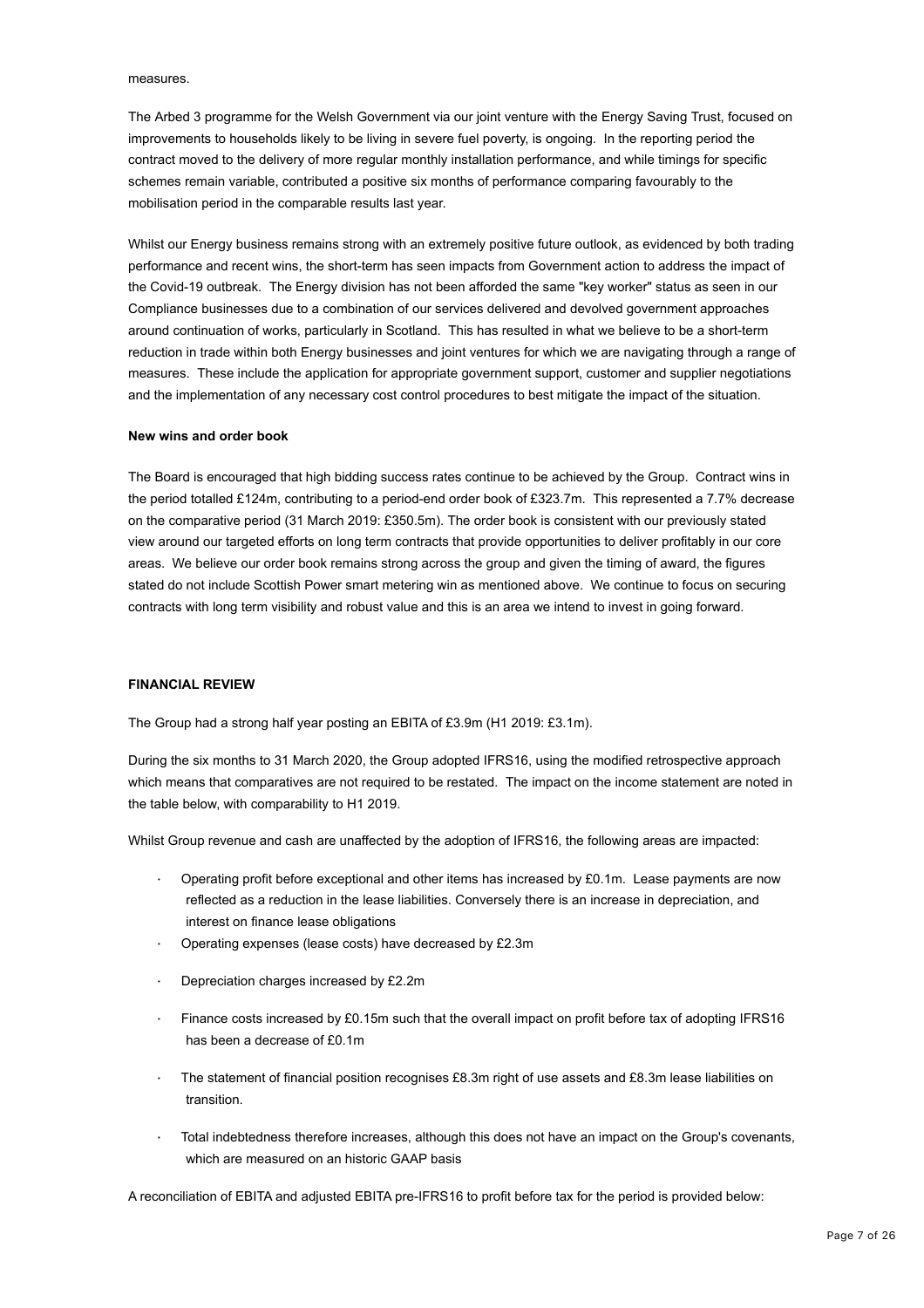measures.

The Arbed 3 programme for the Welsh Government via our joint venture with the Energy Saving Trust, focused on improvements to households likely to be living in severe fuel poverty, is ongoing. In the reporting period the contract moved to the delivery of more regular monthly installation performance, and while timings for specific schemes remain variable, contributed a positive six months of performance comparing favourably to the mobilisation period in the comparable results last year.

Whilst our Energy business remains strong with an extremely positive future outlook, as evidenced by both trading performance and recent wins, the short-term has seen impacts from Government action to address the impact of the Covid-19 outbreak. The Energy division has not been afforded the same "key worker" status as seen in our Compliance businesses due to a combination of our services delivered and devolved government approaches around continuation of works, particularly in Scotland. This has resulted in what we believe to be a short-term reduction in trade within both Energy businesses and joint ventures for which we are navigating through a range of measures. These include the application for appropriate government support, customer and supplier negotiations and the implementation of any necessary cost control procedures to best mitigate the impact of the situation.

**New wins and order book**

The Board is encouraged that high bidding success rates continue to be achieved by the Group. Contract wins in the period totalled £124m, contributing to a period-end order book of £323.7m. This represented a 7.7% decrease on the comparative period (31 March 2019: £350.5m). The order book is consistent with our previously stated view around our targeted efforts on long term contracts that provide opportunities to deliver profitably in our core areas. We believe our order book remains strong across the group and given the timing of award, the figures stated do not include Scottish Power smart metering win as mentioned above. We continue to focus on securing contracts with long term visibility and robust value and this is an area we intend to invest in going forward.

**FINANCIAL REVIEW**

The Group had a strong half year posting an EBITA of £3.9m (H1 2019: £3.1m).

During the six months to 31 March 2020, the Group adopted IFRS16, using the modified retrospective approach which means that comparatives are not required to be restated. The impact on the income statement are noted in the table below, with comparability to H1 2019.

Whilst Group revenue and cash are unaffected by the adoption of IFRS16, the following areas are impacted:

- Operating profit before exceptional and other items has increased by £0.1m. Lease payments are now reflected as a reduction in the lease liabilities. Conversely there is an increase in depreciation, and interest on finance lease obligations
- Operating expenses (lease costs) have decreased by £2.3m
- Depreciation charges increased by £2.2m
- Finance costs increased by £0.15m such that the overall impact on profit before tax of adopting IFRS16 has been a decrease of £0.1m
- The statement of financial position recognises £8.3m right of use assets and £8.3m lease liabilities on transition.
- Total indebtedness therefore increases, although this does not have an impact on the Group's covenants, which are measured on an historic GAAP basis

A reconciliation of EBITA and adjusted EBITA pre-IFRS16 to profit before tax for the period is provided below: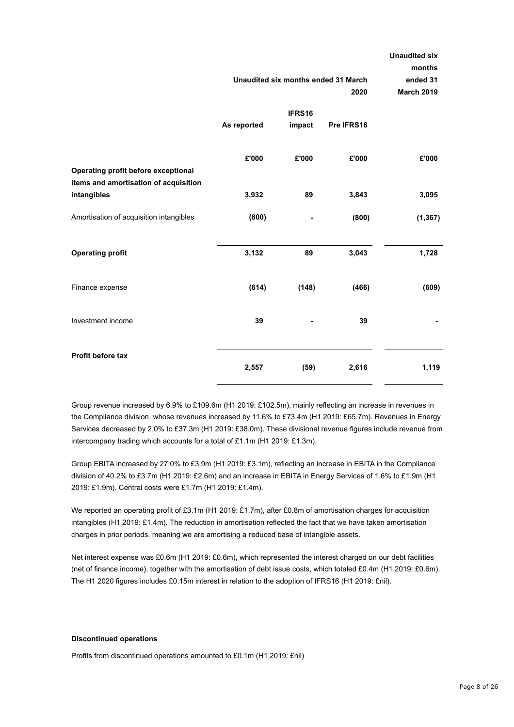| | Unaudited six months ended 31 March 2020 | | | Unaudited six months ended 31 March 2019 |
|---|---|---|---|---|
| | As reported | IFRS16 impact | Pre IFRS16 | |
| | £'000 | £'000 | £'000 | £'000 |
| **Operating profit before exceptional items and amortisation of acquisition intangibles** | **3,932** | **89** | **3,843** | **3,095** |
| Amortisation of acquisition intangibles | **(800)** | **-** | **(800)** | **(1,367)** |
| **Operating profit** | **3,132** | **89** | **3,043** | **1,728** |
| Finance expense | **(614)** | **(148)** | **(466)** | **(609)** |
| Investment income | **39** | **-** | **39** | **-** |
| **Profit before tax** | **2,557** | **(59)** | **2,616** | **1,119** |

Group revenue increased by 6.9% to £109.6m (H1 2019: £102.5m), mainly reflecting an increase in revenues in the Compliance division, whose revenues increased by 11.6% to £73.4m (H1 2019: £65.7m). Revenues in Energy Services decreased by 2.0% to £37.3m (H1 2019: £38.0m). These divisional revenue figures include revenue from intercompany trading which accounts for a total of £1.1m (H1 2019: £1.3m).

Group EBITA increased by 27.0% to £3.9m (H1 2019: £3.1m), reflecting an increase in EBITA in the Compliance division of 40.2% to £3.7m (H1 2019: £2.6m) and an increase in EBITA in Energy Services of 1.6% to £1.9m (H1 2019: £1.9m). Central costs were £1.7m (H1 2019: £1.4m).

We reported an operating profit of £3.1m (H1 2019: £1.7m), after £0.8m of amortisation charges for acquisition intangibles (H1 2019: £1.4m). The reduction in amortisation reflected the fact that we have taken amortisation charges in prior periods, meaning we are amortising a reduced base of intangible assets.

Net interest expense was £0.6m (H1 2019: £0.6m), which represented the interest charged on our debt facilities (net of finance income), together with the amortisation of debt issue costs, which totaled £0.4m (H1 2019: £0.6m). The H1 2020 figures includes £0.15m interest in relation to the adoption of IFRS16 (H1 2019: £nil).

**Discontinued operations**

Profits from discontinued operations amounted to £0.1m (H1 2019: £nil)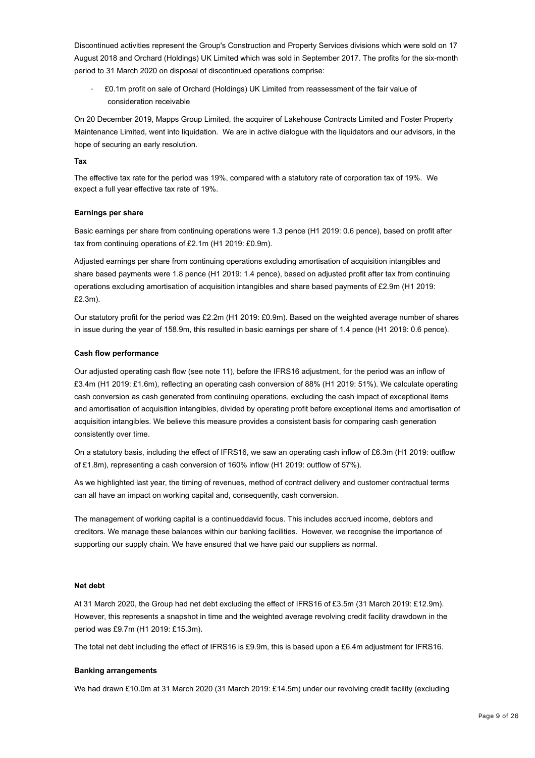Discontinued activities represent the Group's Construction and Property Services divisions which were sold on 17 August 2018 and Orchard (Holdings) UK Limited which was sold in September 2017. The profits for the six-month period to 31 March 2020 on disposal of discontinued operations comprise:

- £0.1m profit on sale of Orchard (Holdings) UK Limited from reassessment of the fair value of consideration receivable

On 20 December 2019, Mapps Group Limited, the acquirer of Lakehouse Contracts Limited and Foster Property Maintenance Limited, went into liquidation. We are in active dialogue with the liquidators and our advisors, in the hope of securing an early resolution.

**Tax**

The effective tax rate for the period was 19%, compared with a statutory rate of corporation tax of 19%. We expect a full year effective tax rate of 19%.

**Earnings per share**

Basic earnings per share from continuing operations were 1.3 pence (H1 2019: 0.6 pence), based on profit after tax from continuing operations of £2.1m (H1 2019: £0.9m).

Adjusted earnings per share from continuing operations excluding amortisation of acquisition intangibles and share based payments were 1.8 pence (H1 2019: 1.4 pence), based on adjusted profit after tax from continuing operations excluding amortisation of acquisition intangibles and share based payments of £2.9m (H1 2019: £2.3m).

Our statutory profit for the period was £2.2m (H1 2019: £0.9m). Based on the weighted average number of shares in issue during the year of 158.9m, this resulted in basic earnings per share of 1.4 pence (H1 2019: 0.6 pence).

**Cash flow performance**

Our adjusted operating cash flow (see note 11), before the IFRS16 adjustment, for the period was an inflow of £3.4m (H1 2019: £1.6m), reflecting an operating cash conversion of 88% (H1 2019: 51%). We calculate operating cash conversion as cash generated from continuing operations, excluding the cash impact of exceptional items and amortisation of acquisition intangibles, divided by operating profit before exceptional items and amortisation of acquisition intangibles. We believe this measure provides a consistent basis for comparing cash generation consistently over time.

On a statutory basis, including the effect of IFRS16, we saw an operating cash inflow of £6.3m (H1 2019: outflow of £1.8m), representing a cash conversion of 160% inflow (H1 2019: outflow of 57%).

As we highlighted last year, the timing of revenues, method of contract delivery and customer contractual terms can all have an impact on working capital and, consequently, cash conversion.

The management of working capital is a continueddavid focus. This includes accrued income, debtors and creditors. We manage these balances within our banking facilities. However, we recognise the importance of supporting our supply chain. We have ensured that we have paid our suppliers as normal.

**Net debt**

At 31 March 2020, the Group had net debt excluding the effect of IFRS16 of £3.5m (31 March 2019: £12.9m). However, this represents a snapshot in time and the weighted average revolving credit facility drawdown in the period was £9.7m (H1 2019: £15.3m).

The total net debt including the effect of IFRS16 is £9.9m, this is based upon a £6.4m adjustment for IFRS16.

**Banking arrangements**

We had drawn £10.0m at 31 March 2020 (31 March 2019: £14.5m) under our revolving credit facility (excluding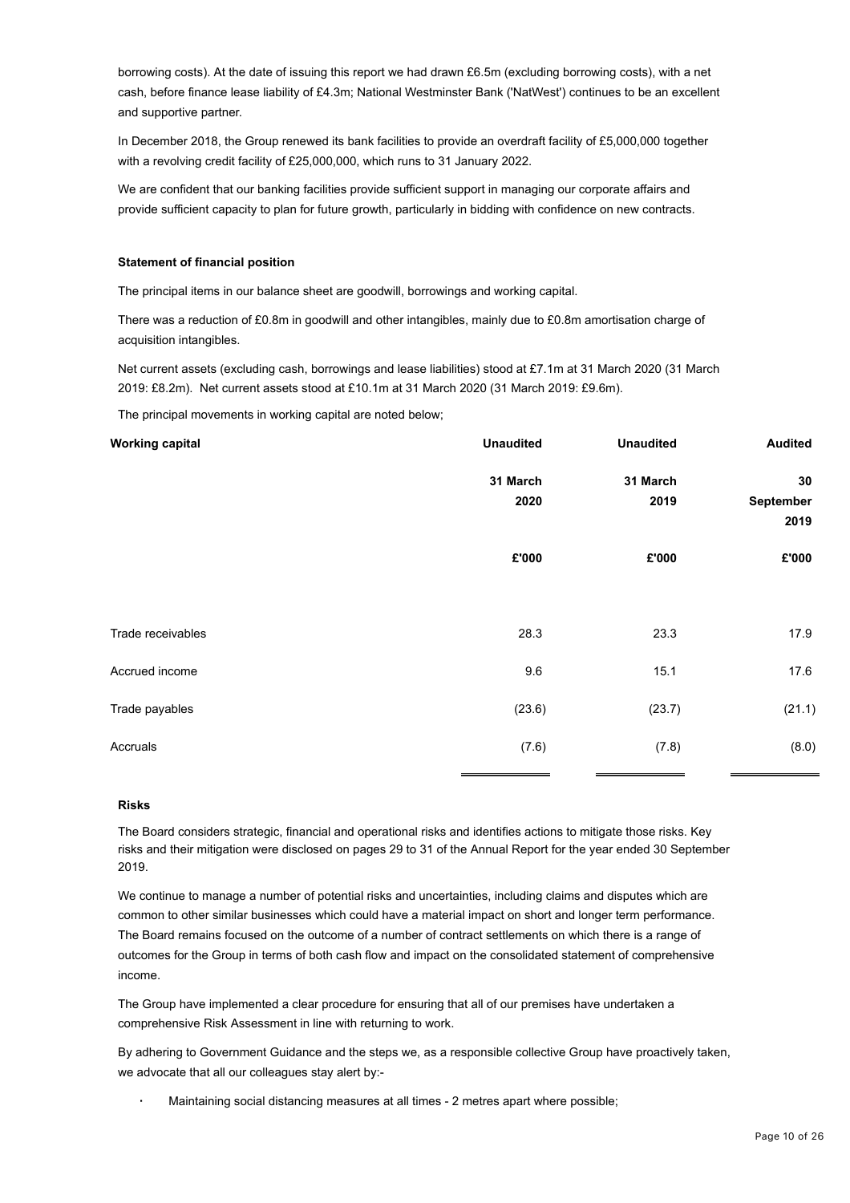borrowing costs). At the date of issuing this report we had drawn £6.5m (excluding borrowing costs), with a net cash, before finance lease liability of £4.3m; National Westminster Bank ('NatWest') continues to be an excellent and supportive partner.

In December 2018, the Group renewed its bank facilities to provide an overdraft facility of £5,000,000 together with a revolving credit facility of £25,000,000, which runs to 31 January 2022.

We are confident that our banking facilities provide sufficient support in managing our corporate affairs and provide sufficient capacity to plan for future growth, particularly in bidding with confidence on new contracts.

**Statement of financial position**

The principal items in our balance sheet are goodwill, borrowings and working capital.

There was a reduction of £0.8m in goodwill and other intangibles, mainly due to £0.8m amortisation charge of acquisition intangibles.

Net current assets (excluding cash, borrowings and lease liabilities) stood at £7.1m at 31 March 2020 (31 March 2019: £8.2m). Net current assets stood at £10.1m at 31 March 2020 (31 March 2019: £9.6m).

The principal movements in working capital are noted below;

| Working capital | Unaudited | Unaudited | Audited |
|---|---|---|---|
| | 31 March 2020 | 31 March 2019 | 30 September 2019 |
| | £'000 | £'000 | £'000 |
| Trade receivables | 28.3 | 23.3 | 17.9 |
| Accrued income | 9.6 | 15.1 | 17.6 |
| Trade payables | (23.6) | (23.7) | (21.1) |
| Accruals | (7.6) | (7.8) | (8.0) |

**Risks**

The Board considers strategic, financial and operational risks and identifies actions to mitigate those risks. Key risks and their mitigation were disclosed on pages 29 to 31 of the Annual Report for the year ended 30 September 2019.

We continue to manage a number of potential risks and uncertainties, including claims and disputes which are common to other similar businesses which could have a material impact on short and longer term performance. The Board remains focused on the outcome of a number of contract settlements on which there is a range of outcomes for the Group in terms of both cash flow and impact on the consolidated statement of comprehensive income.

The Group have implemented a clear procedure for ensuring that all of our premises have undertaken a comprehensive Risk Assessment in line with returning to work.

By adhering to Government Guidance and the steps we, as a responsible collective Group have proactively taken, we advocate that all our colleagues stay alert by:-

- Maintaining social distancing measures at all times - 2 metres apart where possible;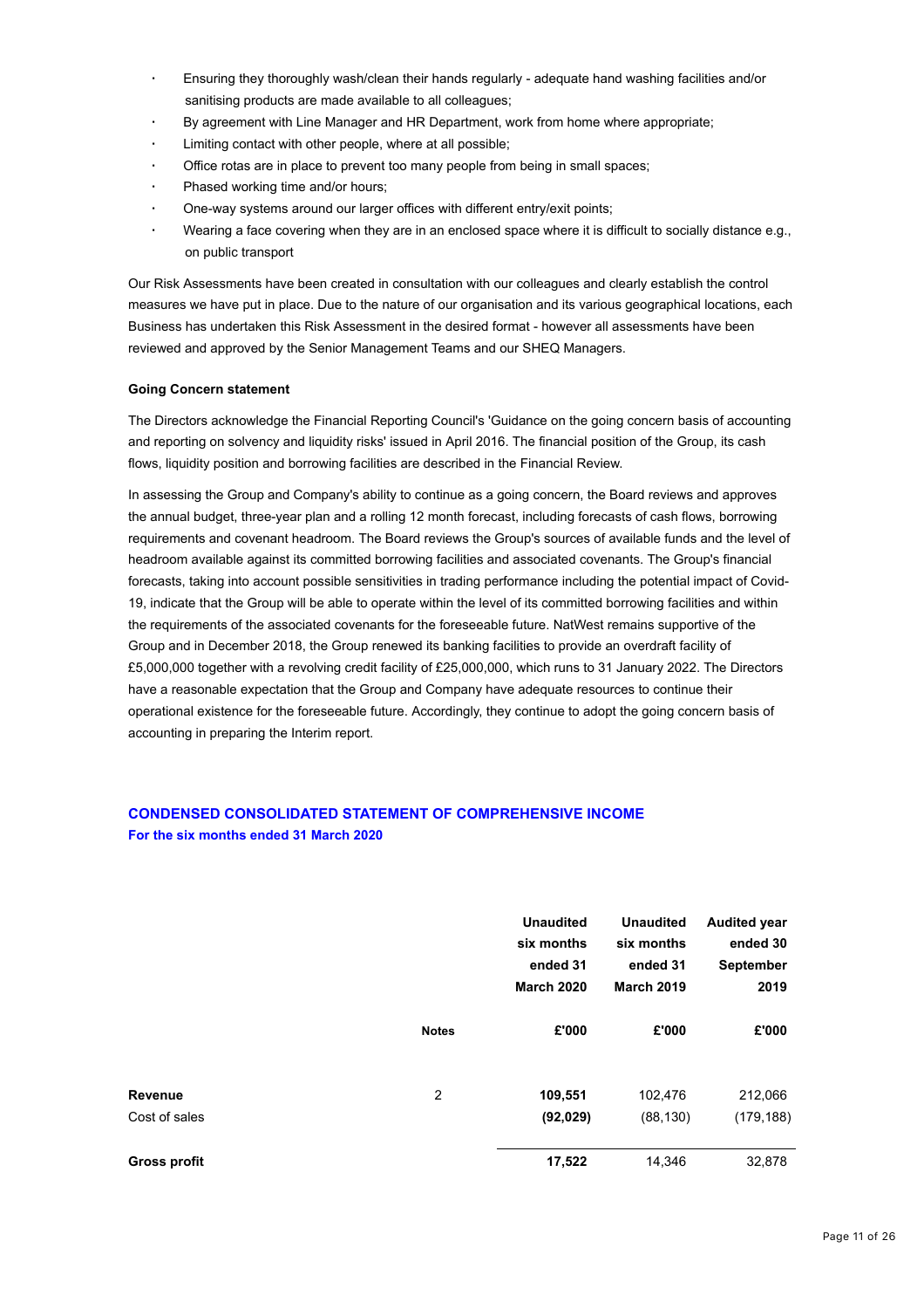- Ensuring they thoroughly wash/clean their hands regularly - adequate hand washing facilities and/or sanitising products are made available to all colleagues;
- By agreement with Line Manager and HR Department, work from home where appropriate;
- Limiting contact with other people, where at all possible;
- Office rotas are in place to prevent too many people from being in small spaces;
- Phased working time and/or hours;
- One-way systems around our larger offices with different entry/exit points;
- Wearing a face covering when they are in an enclosed space where it is difficult to socially distance e.g., on public transport

Our Risk Assessments have been created in consultation with our colleagues and clearly establish the control measures we have put in place. Due to the nature of our organisation and its various geographical locations, each Business has undertaken this Risk Assessment in the desired format - however all assessments have been reviewed and approved by the Senior Management Teams and our SHEQ Managers.

**Going Concern statement**

The Directors acknowledge the Financial Reporting Council's 'Guidance on the going concern basis of accounting and reporting on solvency and liquidity risks' issued in April 2016. The financial position of the Group, its cash flows, liquidity position and borrowing facilities are described in the Financial Review.

In assessing the Group and Company's ability to continue as a going concern, the Board reviews and approves the annual budget, three-year plan and a rolling 12 month forecast, including forecasts of cash flows, borrowing requirements and covenant headroom. The Board reviews the Group's sources of available funds and the level of headroom available against its committed borrowing facilities and associated covenants. The Group's financial forecasts, taking into account possible sensitivities in trading performance including the potential impact of Covid-19, indicate that the Group will be able to operate within the level of its committed borrowing facilities and within the requirements of the associated covenants for the foreseeable future. NatWest remains supportive of the Group and in December 2018, the Group renewed its banking facilities to provide an overdraft facility of £5,000,000 together with a revolving credit facility of £25,000,000, which runs to 31 January 2022. The Directors have a reasonable expectation that the Group and Company have adequate resources to continue their operational existence for the foreseeable future. Accordingly, they continue to adopt the going concern basis of accounting in preparing the Interim report.

## CONDENSED CONSOLIDATED STATEMENT OF COMPREHENSIVE INCOME

**For the six months ended 31 March 2020**

| | Notes | Unaudited six months ended 31 March 2020 | Unaudited six months ended 31 March 2019 | Audited year ended 30 September 2019 |
|---|---|---|---|---|
| | | £'000 | £'000 | £'000 |
| **Revenue** | 2 | **109,551** | 102,476 | 212,066 |
| Cost of sales | | **(92,029)** | (88,130) | (179,188) |
| **Gross profit** | | **17,522** | 14,346 | 32,878 |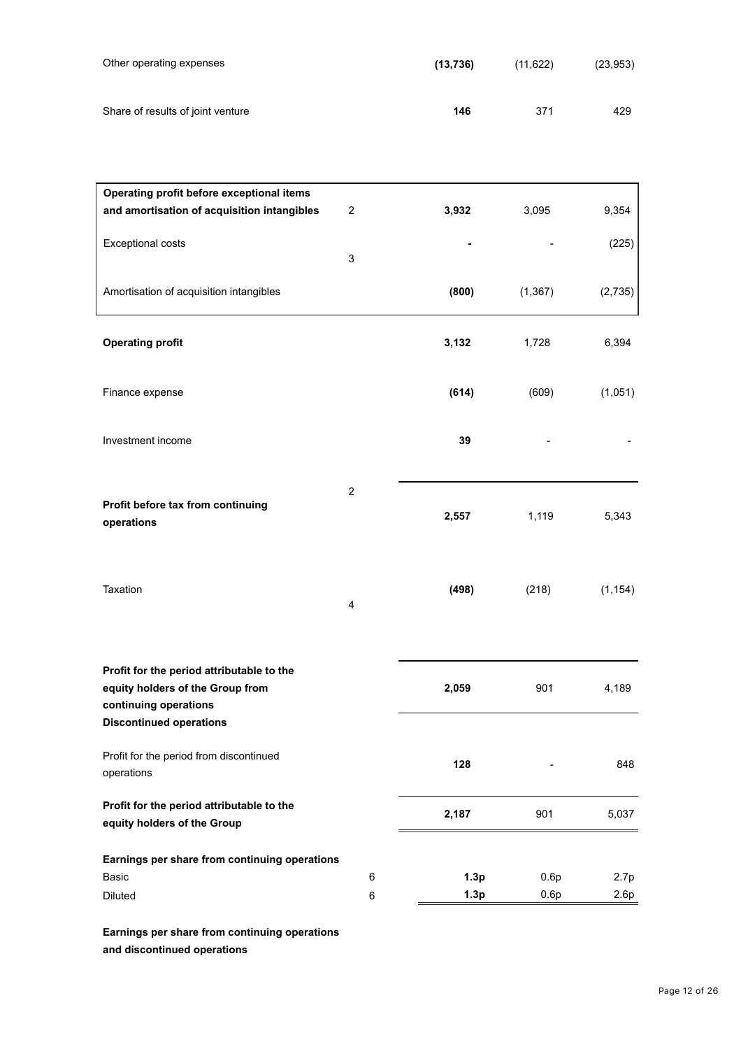| | Note | | | |
|---|---|---|---|---|
| Other operating expenses | | **(13,736)** | (11,622) | (23,953) |
| Share of results of joint venture | | **146** | 371 | 429 |
| **Operating profit before exceptional items and amortisation of acquisition intangibles** | 2 | **3,932** | 3,095 | 9,354 |
| Exceptional costs | 3 | **-** | - | (225) |
| Amortisation of acquisition intangibles | | **(800)** | (1,367) | (2,735) |
| **Operating profit** | | **3,132** | 1,728 | 6,394 |
| Finance expense | | **(614)** | (609) | (1,051) |
| Investment income | | **39** | - | - |
| **Profit before tax from continuing operations** | 2 | **2,557** | 1,119 | 5,343 |
| Taxation | 4 | **(498)** | (218) | (1,154) |
| **Profit for the period attributable to the equity holders of the Group from continuing operations** | | **2,059** | 901 | 4,189 |
| **Discontinued operations** | | | | |
| Profit for the period from discontinued operations | | **128** | - | 848 |
| **Profit for the period attributable to the equity holders of the Group** | | **2,187** | 901 | 5,037 |
| **Earnings per share from continuing operations** | | | | |
| Basic | 6 | **1.3p** | 0.6p | 2.7p |
| Diluted | 6 | **1.3p** | 0.6p | 2.6p |

**Earnings per share from continuing operations and discontinued operations**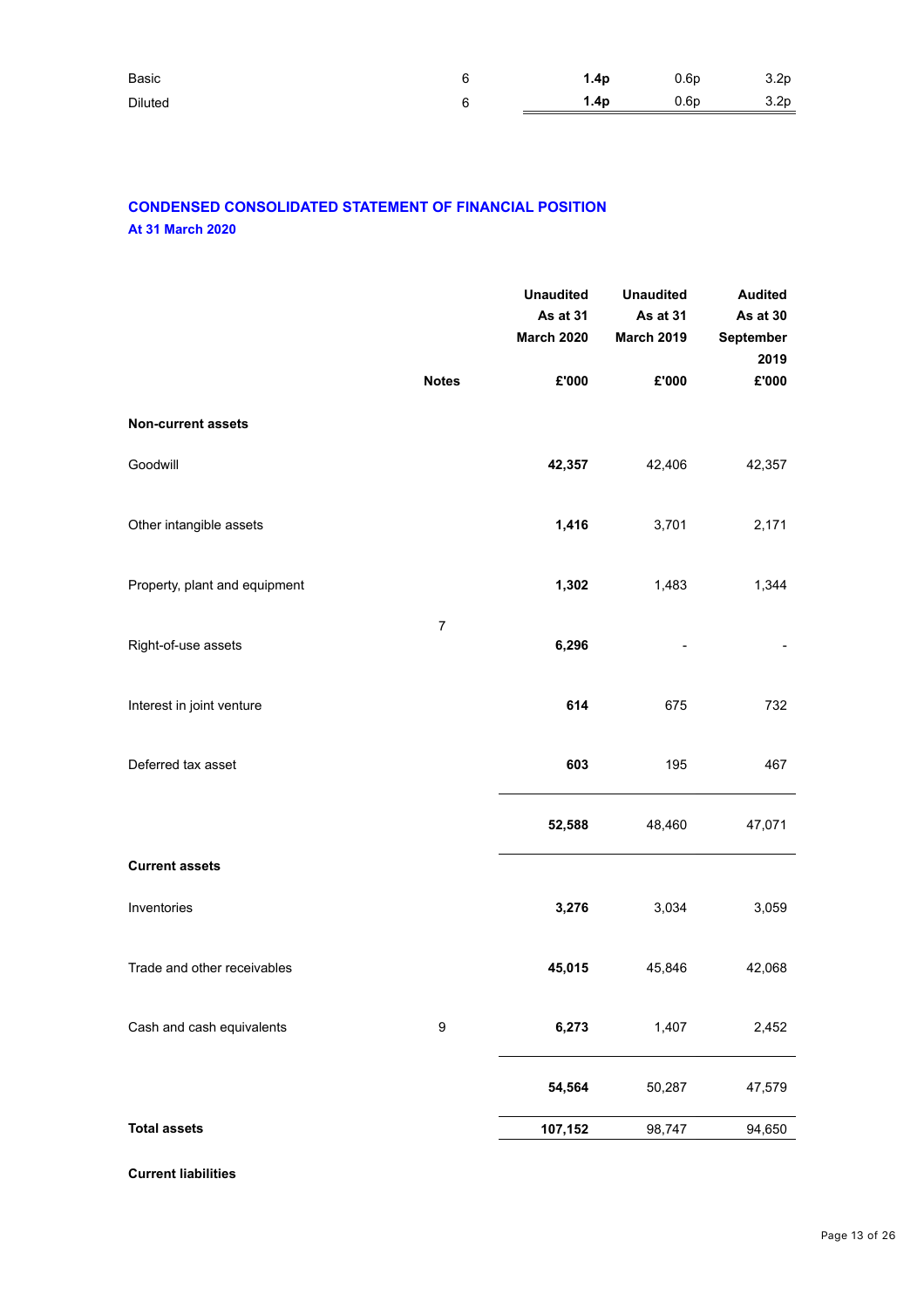| | | | | |
|---|---|---|---|---|
| Basic | 6 | **1.4p** | 0.6p | 3.2p |
| Diluted | 6 | **1.4p** | 0.6p | 3.2p |

## CONDENSED CONSOLIDATED STATEMENT OF FINANCIAL POSITION

**At 31 March 2020**

| | Notes | Unaudited As at 31 March 2020 £'000 | Unaudited As at 31 March 2019 £'000 | Audited As at 30 September 2019 £'000 |
|---|---|---|---|---|
| **Non-current assets** | | | | |
| Goodwill | | **42,357** | 42,406 | 42,357 |
| Other intangible assets | | **1,416** | 3,701 | 2,171 |
| Property, plant and equipment | | **1,302** | 1,483 | 1,344 |
| Right-of-use assets | 7 | **6,296** | - | - |
| Interest in joint venture | | **614** | 675 | 732 |
| Deferred tax asset | | **603** | 195 | 467 |
| | | **52,588** | 48,460 | 47,071 |
| **Current assets** | | | | |
| Inventories | | **3,276** | 3,034 | 3,059 |
| Trade and other receivables | | **45,015** | 45,846 | 42,068 |
| Cash and cash equivalents | 9 | **6,273** | 1,407 | 2,452 |
| | | **54,564** | 50,287 | 47,579 |
| **Total assets** | | **107,152** | 98,747 | 94,650 |
| **Current liabilities** | | | | |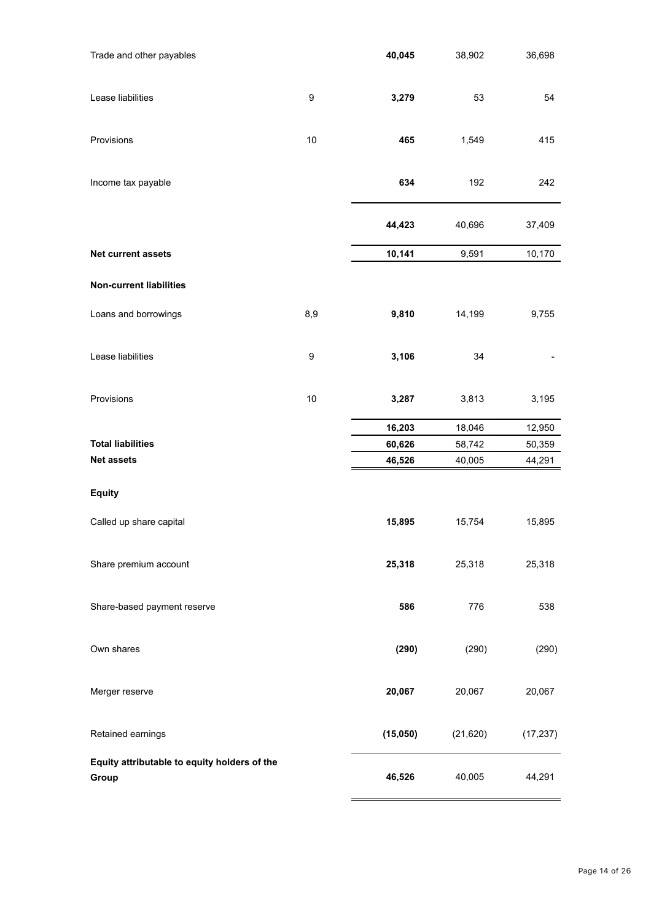| | | | | |
|---|---|---|---|---|
| Trade and other payables | | **40,045** | 38,902 | 36,698 |
| Lease liabilities | 9 | **3,279** | 53 | 54 |
| Provisions | 10 | **465** | 1,549 | 415 |
| Income tax payable | | **634** | 192 | 242 |
| | | **44,423** | 40,696 | 37,409 |
| **Net current assets** | | **10,141** | 9,591 | 10,170 |
| **Non-current liabilities** | | | | |
| Loans and borrowings | 8,9 | **9,810** | 14,199 | 9,755 |
| Lease liabilities | 9 | **3,106** | 34 | - |
| Provisions | 10 | **3,287** | 3,813 | 3,195 |
| | | **16,203** | 18,046 | 12,950 |
| **Total liabilities** | | **60,626** | 58,742 | 50,359 |
| **Net assets** | | **46,526** | 40,005 | 44,291 |
| **Equity** | | | | |
| Called up share capital | | **15,895** | 15,754 | 15,895 |
| Share premium account | | **25,318** | 25,318 | 25,318 |
| Share-based payment reserve | | **586** | 776 | 538 |
| Own shares | | **(290)** | (290) | (290) |
| Merger reserve | | **20,067** | 20,067 | 20,067 |
| Retained earnings | | **(15,050)** | (21,620) | (17,237) |
| **Equity attributable to equity holders of the Group** | | **46,526** | 40,005 | 44,291 |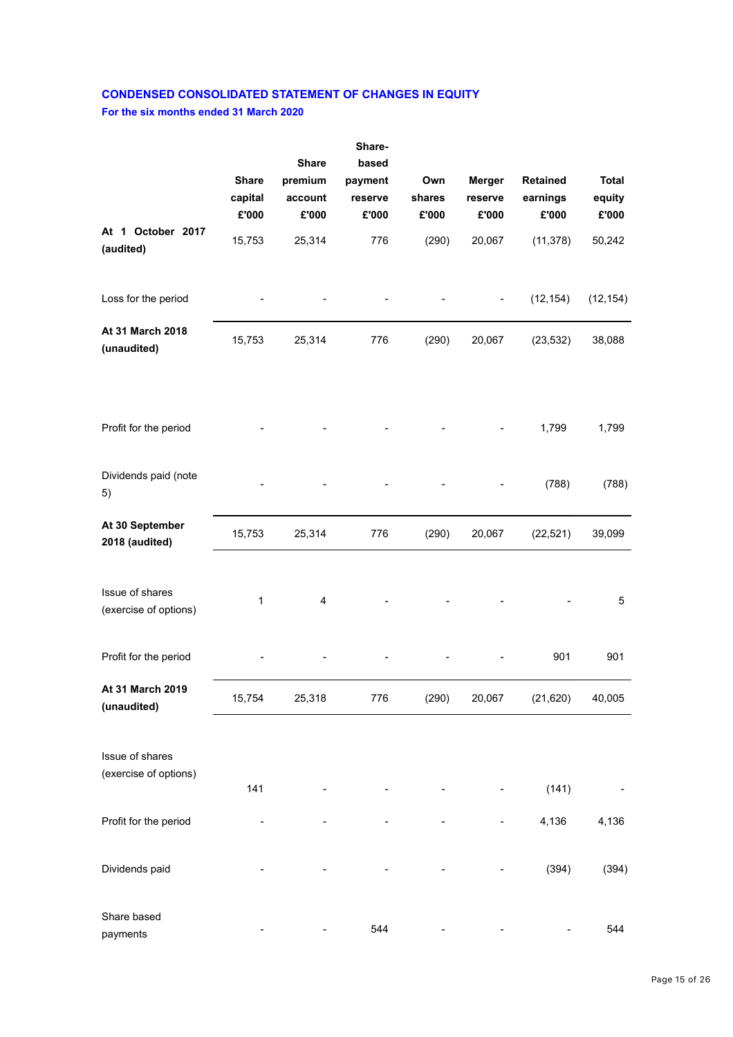## CONDENSED CONSOLIDATED STATEMENT OF CHANGES IN EQUITY

### For the six months ended 31 March 2020

| | Share capital £'000 | Share premium account £'000 | Share-based payment reserve £'000 | Own shares £'000 | Merger reserve £'000 | Retained earnings £'000 | Total equity £'000 |
|---|---|---|---|---|---|---|---|
| **At 1 October 2017 (audited)** | 15,753 | 25,314 | 776 | (290) | 20,067 | (11,378) | 50,242 |
| Loss for the period | - | - | - | - | - | (12,154) | (12,154) |
| **At 31 March 2018 (unaudited)** | 15,753 | 25,314 | 776 | (290) | 20,067 | (23,532) | 38,088 |
| Profit for the period | - | - | - | - | - | 1,799 | 1,799 |
| Dividends paid (note 5) | - | - | - | - | - | (788) | (788) |
| **At 30 September 2018 (audited)** | 15,753 | 25,314 | 776 | (290) | 20,067 | (22,521) | 39,099 |
| Issue of shares (exercise of options) | 1 | 4 | - | - | - | - | 5 |
| Profit for the period | - | - | - | - | - | 901 | 901 |
| **At 31 March 2019 (unaudited)** | 15,754 | 25,318 | 776 | (290) | 20,067 | (21,620) | 40,005 |
| Issue of shares (exercise of options) | 141 | - | - | - | - | (141) | - |
| Profit for the period | - | - | - | - | - | 4,136 | 4,136 |
| Dividends paid | - | - | - | - | - | (394) | (394) |
| Share based payments | - | - | 544 | - | - | - | 544 |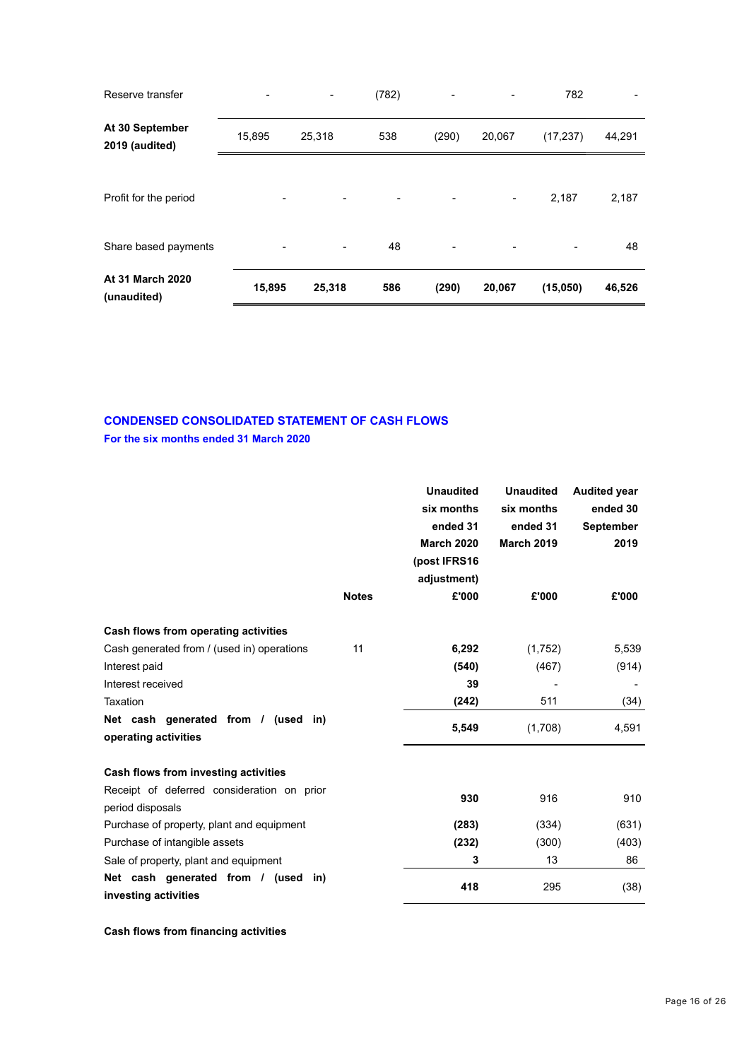| | | | | | | | |
|---|---|---|---|---|---|---|---|
| Reserve transfer | - | - | (782) | - | - | 782 | - |
| **At 30 September 2019 (audited)** | 15,895 | 25,318 | 538 | (290) | 20,067 | (17,237) | 44,291 |
| Profit for the period | - | - | - | - | - | 2,187 | 2,187 |
| Share based payments | - | - | 48 | - | - | - | 48 |
| **At 31 March 2020 (unaudited)** | **15,895** | **25,318** | **586** | **(290)** | **20,067** | **(15,050)** | **46,526** |

## CONDENSED CONSOLIDATED STATEMENT OF CASH FLOWS

**For the six months ended 31 March 2020**

| | Notes | Unaudited six months ended 31 March 2020 (post IFRS16 adjustment) £'000 | Unaudited six months ended 31 March 2019 £'000 | Audited year ended 30 September 2019 £'000 |
|---|---|---|---|---|
| **Cash flows from operating activities** | | | | |
| Cash generated from / (used in) operations | 11 | **6,292** | (1,752) | 5,539 |
| Interest paid | | **(540)** | (467) | (914) |
| Interest received | | **39** | - | - |
| Taxation | | **(242)** | 511 | (34) |
| **Net cash generated from / (used in) operating activities** | | **5,549** | (1,708) | 4,591 |
| **Cash flows from investing activities** | | | | |
| Receipt of deferred consideration on prior period disposals | | **930** | 916 | 910 |
| Purchase of property, plant and equipment | | **(283)** | (334) | (631) |
| Purchase of intangible assets | | **(232)** | (300) | (403) |
| Sale of property, plant and equipment | | **3** | 13 | 86 |
| **Net cash generated from / (used in) investing activities** | | **418** | 295 | (38) |
| **Cash flows from financing activities** | | | | |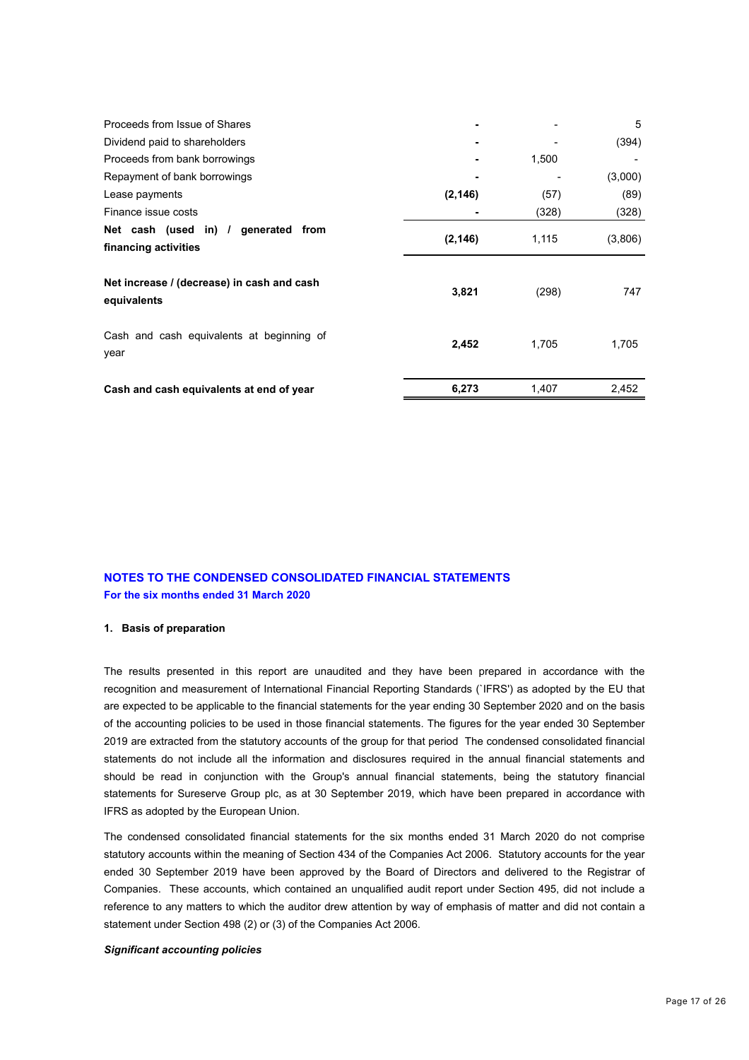| | | | |
|---|---|---|---|
| Proceeds from Issue of Shares | **-** | - | 5 |
| Dividend paid to shareholders | **-** | - | (394) |
| Proceeds from bank borrowings | **-** | 1,500 | - |
| Repayment of bank borrowings | **-** | - | (3,000) |
| Lease payments | **(2,146)** | (57) | (89) |
| Finance issue costs | **-** | (328) | (328) |
| **Net cash (used in) / generated from financing activities** | **(2,146)** | 1,115 | (3,806) |
| **Net increase / (decrease) in cash and cash equivalents** | **3,821** | (298) | 747 |
| Cash and cash equivalents at beginning of year | **2,452** | 1,705 | 1,705 |
| **Cash and cash equivalents at end of year** | **6,273** | 1,407 | 2,452 |

## NOTES TO THE CONDENSED CONSOLIDATED FINANCIAL STATEMENTS

**For the six months ended 31 March 2020**

### 1. Basis of preparation

The results presented in this report are unaudited and they have been prepared in accordance with the recognition and measurement of International Financial Reporting Standards (`IFRS') as adopted by the EU that are expected to be applicable to the financial statements for the year ending 30 September 2020 and on the basis of the accounting policies to be used in those financial statements. The figures for the year ended 30 September 2019 are extracted from the statutory accounts of the group for that period The condensed consolidated financial statements do not include all the information and disclosures required in the annual financial statements and should be read in conjunction with the Group's annual financial statements, being the statutory financial statements for Sureserve Group plc, as at 30 September 2019, which have been prepared in accordance with IFRS as adopted by the European Union.

The condensed consolidated financial statements for the six months ended 31 March 2020 do not comprise statutory accounts within the meaning of Section 434 of the Companies Act 2006. Statutory accounts for the year ended 30 September 2019 have been approved by the Board of Directors and delivered to the Registrar of Companies. These accounts, which contained an unqualified audit report under Section 495, did not include a reference to any matters to which the auditor drew attention by way of emphasis of matter and did not contain a statement under Section 498 (2) or (3) of the Companies Act 2006.

***Significant accounting policies***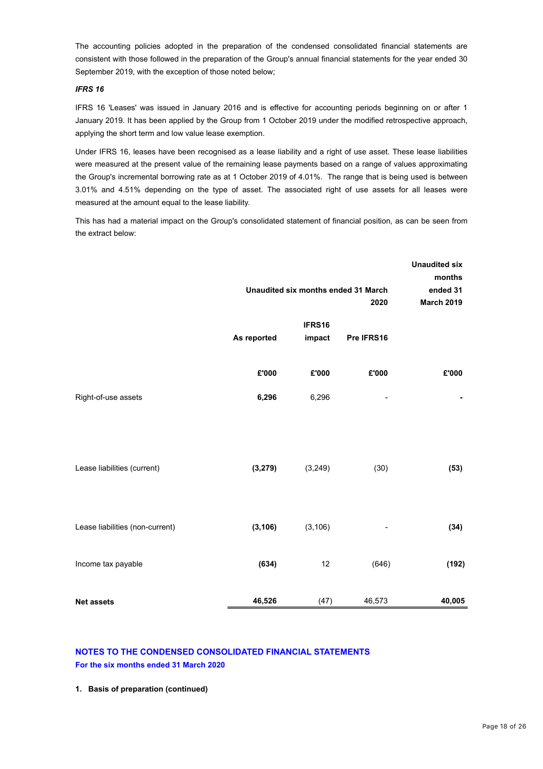The accounting policies adopted in the preparation of the condensed consolidated financial statements are consistent with those followed in the preparation of the Group's annual financial statements for the year ended 30 September 2019, with the exception of those noted below;

***IFRS 16***

IFRS 16 'Leases' was issued in January 2016 and is effective for accounting periods beginning on or after 1 January 2019. It has been applied by the Group from 1 October 2019 under the modified retrospective approach, applying the short term and low value lease exemption.

Under IFRS 16, leases have been recognised as a lease liability and a right of use asset. These lease liabilities were measured at the present value of the remaining lease payments based on a range of values approximating the Group's incremental borrowing rate as at 1 October 2019 of 4.01%. The range that is being used is between 3.01% and 4.51% depending on the type of asset. The associated right of use assets for all leases were measured at the amount equal to the lease liability.

This has had a material impact on the Group's consolidated statement of financial position, as can be seen from the extract below:

| | **Unaudited six months ended 31 March 2020** | | | **Unaudited six months ended 31 March 2019** |
|---|---|---|---|---|
| | **As reported** | **IFRS16 impact** | **Pre IFRS16** | |
| | **£'000** | **£'000** | **£'000** | **£'000** |
| Right-of-use assets | **6,296** | 6,296 | - | **-** |
| Lease liabilities (current) | **(3,279)** | (3,249) | (30) | **(53)** |
| Lease liabilities (non-current) | **(3,106)** | (3,106) | - | **(34)** |
| Income tax payable | **(634)** | 12 | (646) | **(192)** |
| **Net assets** | **46,526** | (47) | 46,573 | **40,005** |

## NOTES TO THE CONDENSED CONSOLIDATED FINANCIAL STATEMENTS

**For the six months ended 31 March 2020**

**1. Basis of preparation (continued)**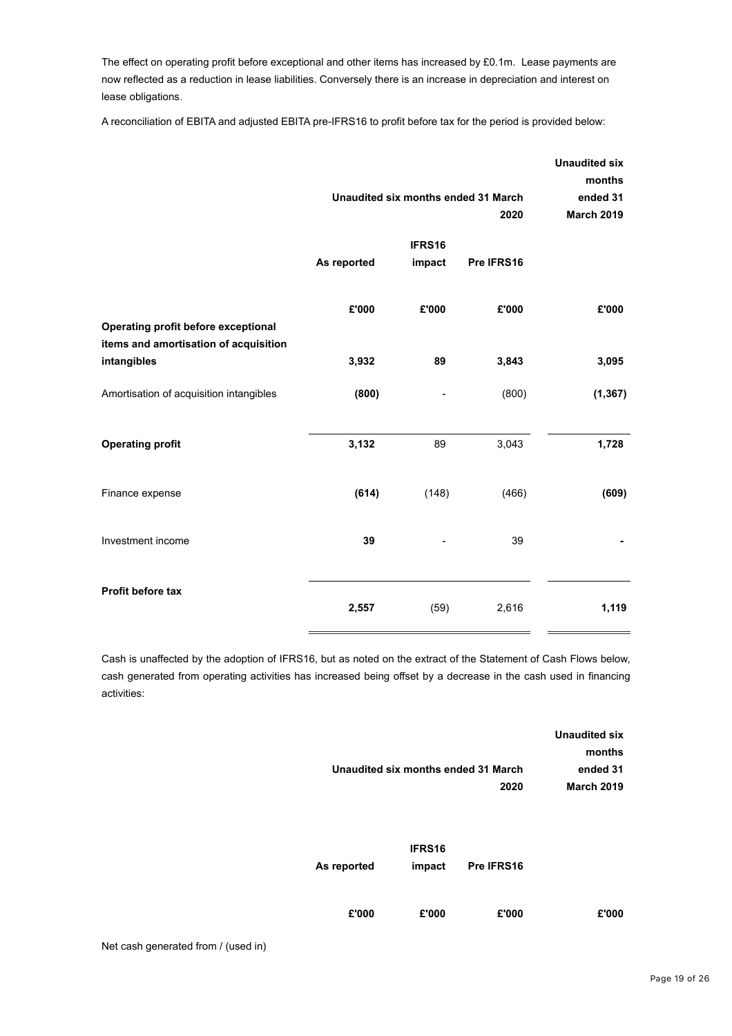The effect on operating profit before exceptional and other items has increased by £0.1m. Lease payments are now reflected as a reduction in lease liabilities. Conversely there is an increase in depreciation and interest on lease obligations.

A reconciliation of EBITA and adjusted EBITA pre-IFRS16 to profit before tax for the period is provided below:

| | Unaudited six months ended 31 March 2020 | | | Unaudited six months ended 31 March 2019 |
|---|---|---|---|---|
| | As reported | IFRS16 impact | Pre IFRS16 | |
| | £'000 | £'000 | £'000 | £'000 |
| **Operating profit before exceptional items and amortisation of acquisition intangibles** | **3,932** | **89** | **3,843** | **3,095** |
| Amortisation of acquisition intangibles | **(800)** | - | (800) | **(1,367)** |
| **Operating profit** | **3,132** | 89 | 3,043 | **1,728** |
| Finance expense | **(614)** | (148) | (466) | **(609)** |
| Investment income | **39** | - | 39 | **-** |
| **Profit before tax** | **2,557** | (59) | 2,616 | **1,119** |

Cash is unaffected by the adoption of IFRS16, but as noted on the extract of the Statement of Cash Flows below, cash generated from operating activities has increased being offset by a decrease in the cash used in financing activities:

| | Unaudited six months ended 31 March 2020 | | | Unaudited six months ended 31 March 2019 |
|---|---|---|---|---|
| | As reported | IFRS16 impact | Pre IFRS16 | |
| | £'000 | £'000 | £'000 | £'000 |
| Net cash generated from / (used in) | | | | |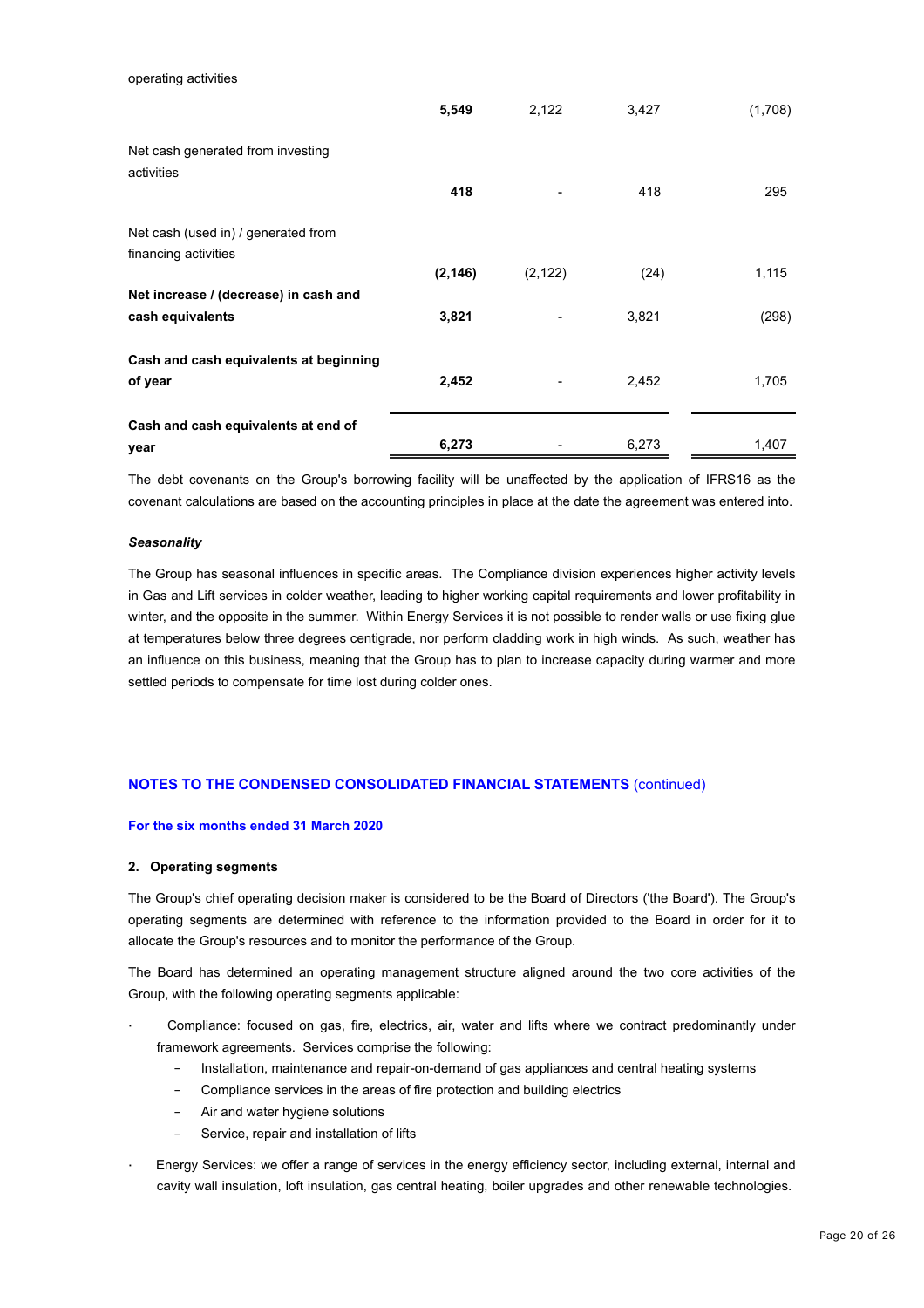| | | | | |
|---|---|---|---|---|
| operating activities | | | | |
| | **5,549** | 2,122 | 3,427 | (1,708) |
| Net cash generated from investing activities | **418** | - | 418 | 295 |
| Net cash (used in) / generated from financing activities | **(2,146)** | (2,122) | (24) | 1,115 |
| **Net increase / (decrease) in cash and cash equivalents** | **3,821** | - | 3,821 | (298) |
| **Cash and cash equivalents at beginning of year** | **2,452** | - | 2,452 | 1,705 |
| **Cash and cash equivalents at end of year** | **6,273** | - | 6,273 | 1,407 |

The debt covenants on the Group's borrowing facility will be unaffected by the application of IFRS16 as the covenant calculations are based on the accounting principles in place at the date the agreement was entered into.

***Seasonality***

The Group has seasonal influences in specific areas. The Compliance division experiences higher activity levels in Gas and Lift services in colder weather, leading to higher working capital requirements and lower profitability in winter, and the opposite in the summer. Within Energy Services it is not possible to render walls or use fixing glue at temperatures below three degrees centigrade, nor perform cladding work in high winds. As such, weather has an influence on this business, meaning that the Group has to plan to increase capacity during warmer and more settled periods to compensate for time lost during colder ones.

## NOTES TO THE CONDENSED CONSOLIDATED FINANCIAL STATEMENTS (continued)

**For the six months ended 31 March 2020**

### 2. Operating segments

The Group's chief operating decision maker is considered to be the Board of Directors ('the Board'). The Group's operating segments are determined with reference to the information provided to the Board in order for it to allocate the Group's resources and to monitor the performance of the Group.

The Board has determined an operating management structure aligned around the two core activities of the Group, with the following operating segments applicable:

- Compliance: focused on gas, fire, electrics, air, water and lifts where we contract predominantly under framework agreements. Services comprise the following:
  - Installation, maintenance and repair-on-demand of gas appliances and central heating systems
  - Compliance services in the areas of fire protection and building electrics
  - Air and water hygiene solutions
  - Service, repair and installation of lifts
- Energy Services: we offer a range of services in the energy efficiency sector, including external, internal and cavity wall insulation, loft insulation, gas central heating, boiler upgrades and other renewable technologies.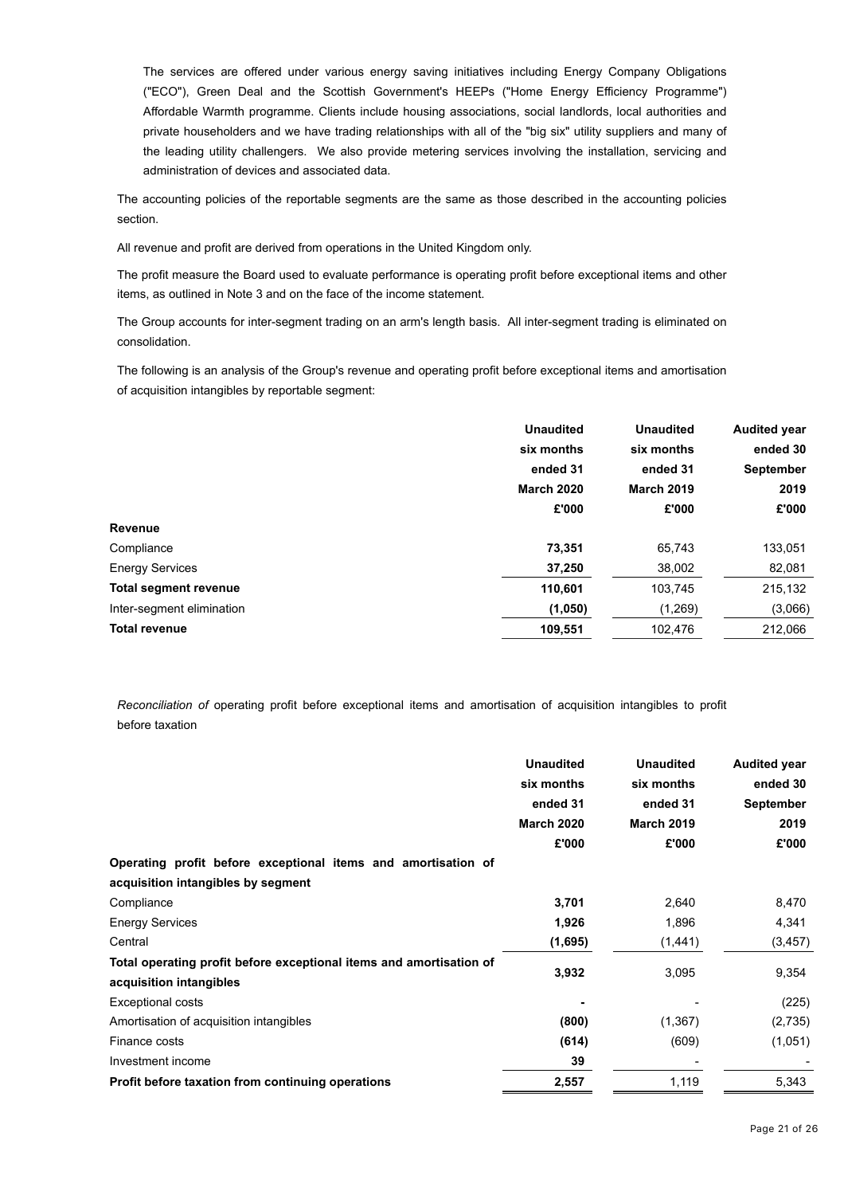The services are offered under various energy saving initiatives including Energy Company Obligations ("ECO"), Green Deal and the Scottish Government's HEEPs ("Home Energy Efficiency Programme") Affordable Warmth programme. Clients include housing associations, social landlords, local authorities and private householders and we have trading relationships with all of the "big six" utility suppliers and many of the leading utility challengers. We also provide metering services involving the installation, servicing and administration of devices and associated data.

The accounting policies of the reportable segments are the same as those described in the accounting policies section.

All revenue and profit are derived from operations in the United Kingdom only.

The profit measure the Board used to evaluate performance is operating profit before exceptional items and other items, as outlined in Note 3 and on the face of the income statement.

The Group accounts for inter-segment trading on an arm's length basis. All inter-segment trading is eliminated on consolidation.

The following is an analysis of the Group's revenue and operating profit before exceptional items and amortisation of acquisition intangibles by reportable segment:

| | Unaudited six months ended 31 March 2020 £'000 | Unaudited six months ended 31 March 2019 £'000 | Audited year ended 30 September 2019 £'000 |
|---|---|---|---|
| **Revenue** | | | |
| Compliance | **73,351** | 65,743 | 133,051 |
| Energy Services | **37,250** | 38,002 | 82,081 |
| **Total segment revenue** | **110,601** | 103,745 | 215,132 |
| Inter-segment elimination | **(1,050)** | (1,269) | (3,066) |
| **Total revenue** | **109,551** | 102,476 | 212,066 |

*Reconciliation of* operating profit before exceptional items and amortisation of acquisition intangibles to profit before taxation

| | Unaudited six months ended 31 March 2020 £'000 | Unaudited six months ended 31 March 2019 £'000 | Audited year ended 30 September 2019 £'000 |
|---|---|---|---|
| **Operating profit before exceptional items and amortisation of acquisition intangibles by segment** | | | |
| Compliance | **3,701** | 2,640 | 8,470 |
| Energy Services | **1,926** | 1,896 | 4,341 |
| Central | **(1,695)** | (1,441) | (3,457) |
| **Total operating profit before exceptional items and amortisation of acquisition intangibles** | **3,932** | 3,095 | 9,354 |
| Exceptional costs | **-** | - | (225) |
| Amortisation of acquisition intangibles | **(800)** | (1,367) | (2,735) |
| Finance costs | **(614)** | (609) | (1,051) |
| Investment income | **39** | - | - |
| **Profit before taxation from continuing operations** | **2,557** | 1,119 | 5,343 |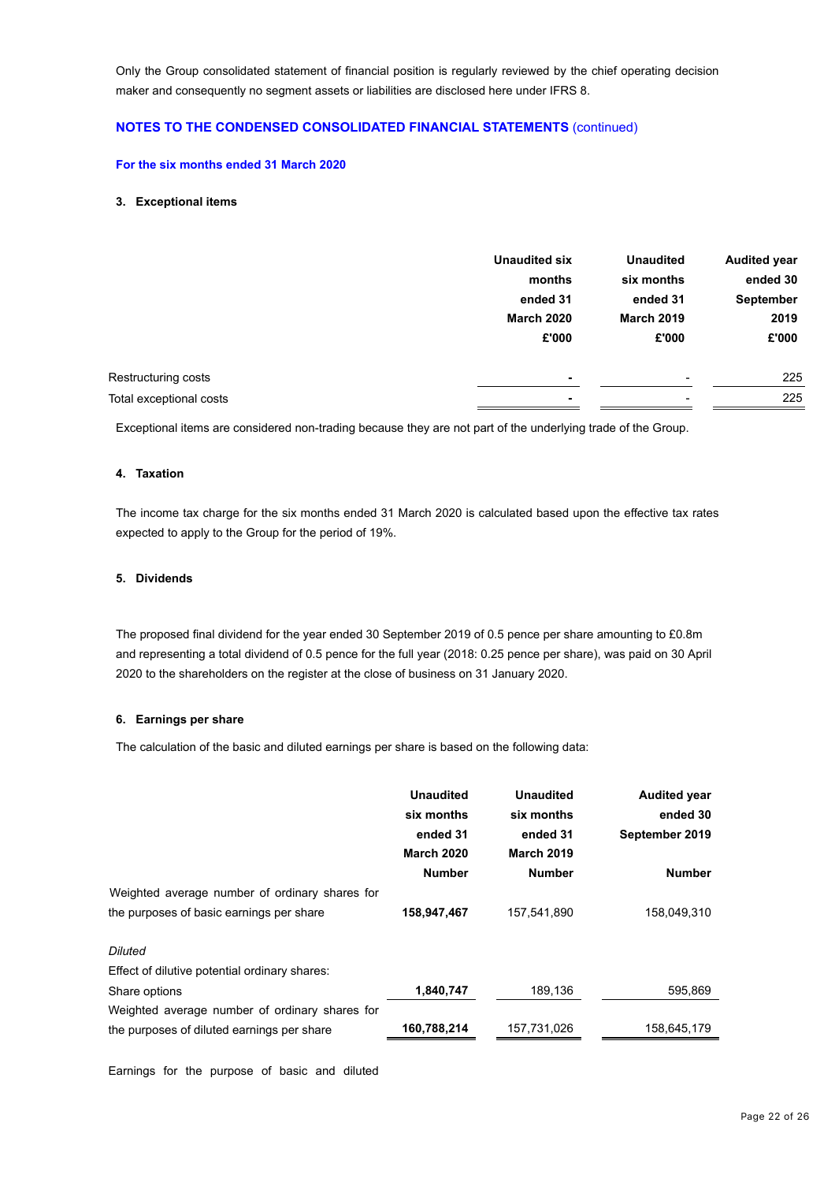Only the Group consolidated statement of financial position is regularly reviewed by the chief operating decision maker and consequently no segment assets or liabilities are disclosed here under IFRS 8.

## NOTES TO THE CONDENSED CONSOLIDATED FINANCIAL STATEMENTS (continued)

### For the six months ended 31 March 2020

### 3. Exceptional items

| | Unaudited six months ended 31 March 2020 £'000 | Unaudited six months ended 31 March 2019 £'000 | Audited year ended 30 September 2019 £'000 |
|---|---|---|---|
| Restructuring costs | **-** | - | 225 |
| Total exceptional costs | **-** | - | 225 |

Exceptional items are considered non-trading because they are not part of the underlying trade of the Group.

### 4. Taxation

The income tax charge for the six months ended 31 March 2020 is calculated based upon the effective tax rates expected to apply to the Group for the period of 19%.

### 5. Dividends

The proposed final dividend for the year ended 30 September 2019 of 0.5 pence per share amounting to £0.8m and representing a total dividend of 0.5 pence for the full year (2018: 0.25 pence per share), was paid on 30 April 2020 to the shareholders on the register at the close of business on 31 January 2020.

### 6. Earnings per share

The calculation of the basic and diluted earnings per share is based on the following data:

| | Unaudited six months ended 31 March 2020 Number | Unaudited six months ended 31 March 2019 Number | Audited year ended 30 September 2019 Number |
|---|---|---|---|
| Weighted average number of ordinary shares for the purposes of basic earnings per share | **158,947,467** | 157,541,890 | 158,049,310 |
| *Diluted* | | | |
| Effect of dilutive potential ordinary shares: | | | |
| Share options | **1,840,747** | 189,136 | 595,869 |
| Weighted average number of ordinary shares for the purposes of diluted earnings per share | **160,788,214** | 157,731,026 | 158,645,179 |

Earnings for the purpose of basic and diluted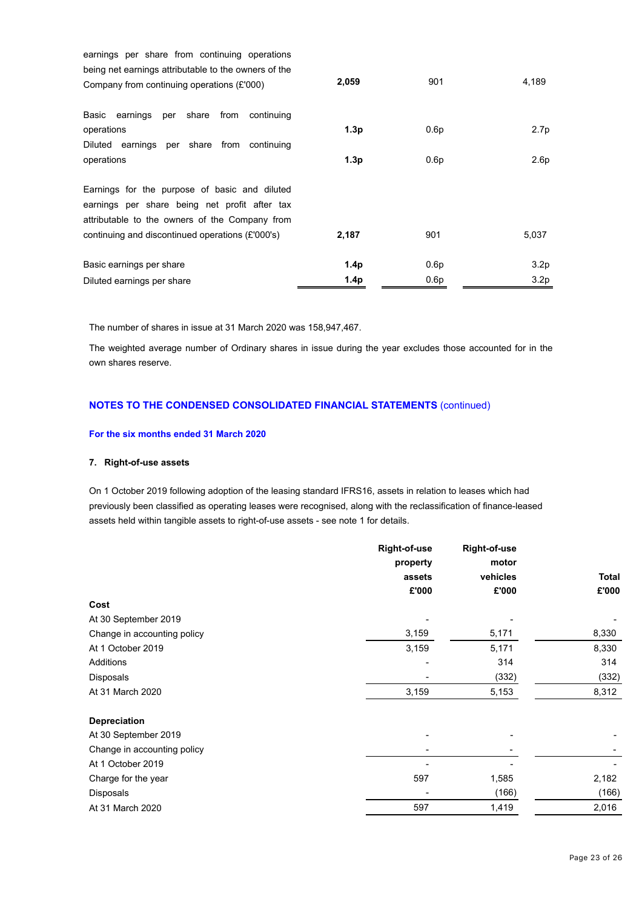| | | | |
|---|---|---|---|
| earnings per share from continuing operations being net earnings attributable to the owners of the Company from continuing operations (£'000) | **2,059** | 901 | 4,189 |
| Basic earnings per share from continuing operations | **1.3p** | 0.6p | 2.7p |
| Diluted earnings per share from continuing operations | **1.3p** | 0.6p | 2.6p |
| Earnings for the purpose of basic and diluted earnings per share being net profit after tax attributable to the owners of the Company from continuing and discontinued operations (£'000's) | **2,187** | 901 | 5,037 |
| Basic earnings per share | **1.4p** | 0.6p | 3.2p |
| Diluted earnings per share | **1.4p** | 0.6p | 3.2p |

The number of shares in issue at 31 March 2020 was 158,947,467.

The weighted average number of Ordinary shares in issue during the year excludes those accounted for in the own shares reserve.

## NOTES TO THE CONDENSED CONSOLIDATED FINANCIAL STATEMENTS (continued)

### For the six months ended 31 March 2020

### 7. Right-of-use assets

On 1 October 2019 following adoption of the leasing standard IFRS16, assets in relation to leases which had previously been classified as operating leases were recognised, along with the reclassification of finance-leased assets held within tangible assets to right-of-use assets - see note 1 for details.

| | Right-of-use property assets £'000 | Right-of-use motor vehicles £'000 | Total £'000 |
|---|---|---|---|
| **Cost** | | | |
| At 30 September 2019 | - | - | - |
| Change in accounting policy | 3,159 | 5,171 | 8,330 |
| At 1 October 2019 | 3,159 | 5,171 | 8,330 |
| Additions | - | 314 | 314 |
| Disposals | - | (332) | (332) |
| At 31 March 2020 | 3,159 | 5,153 | 8,312 |
| **Depreciation** | | | |
| At 30 September 2019 | - | - | - |
| Change in accounting policy | - | - | - |
| At 1 October 2019 | - | - | - |
| Charge for the year | 597 | 1,585 | 2,182 |
| Disposals | - | (166) | (166) |
| At 31 March 2020 | 597 | 1,419 | 2,016 |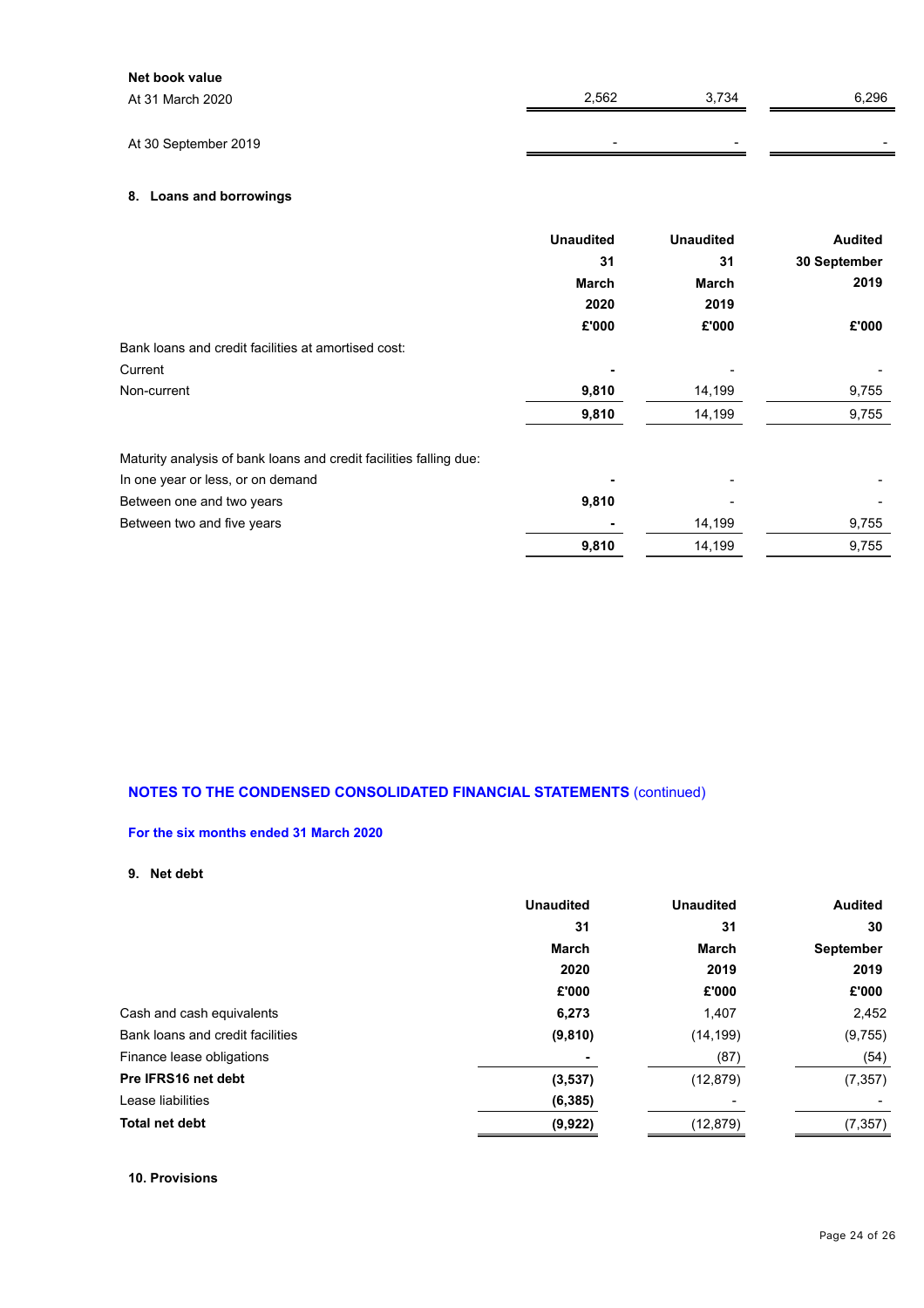| | | | |
|---|---|---|---|
| **Net book value** | | | |
| At 31 March 2020 | 2,562 | 3,734 | 6,296 |
| At 30 September 2019 | - | - | - |

**8. Loans and borrowings**

| | Unaudited 31 March 2020 £'000 | Unaudited 31 March 2019 £'000 | Audited 30 September 2019 £'000 |
|---|---|---|---|
| Bank loans and credit facilities at amortised cost: | | | |
| Current | **-** | - | - |
| Non-current | **9,810** | 14,199 | 9,755 |
| | **9,810** | 14,199 | 9,755 |
| | | | |
| Maturity analysis of bank loans and credit facilities falling due: | | | |
| In one year or less, or on demand | **-** | - | - |
| Between one and two years | **9,810** | - | - |
| Between two and five years | **-** | 14,199 | 9,755 |
| | **9,810** | 14,199 | 9,755 |

## NOTES TO THE CONDENSED CONSOLIDATED FINANCIAL STATEMENTS (continued)

### For the six months ended 31 March 2020

**9. Net debt**

| | Unaudited 31 March 2020 £'000 | Unaudited 31 March 2019 £'000 | Audited 30 September 2019 £'000 |
|---|---|---|---|
| Cash and cash equivalents | **6,273** | 1,407 | 2,452 |
| Bank loans and credit facilities | **(9,810)** | (14,199) | (9,755) |
| Finance lease obligations | **-** | (87) | (54) |
| **Pre IFRS16 net debt** | **(3,537)** | (12,879) | (7,357) |
| Lease liabilities | **(6,385)** | - | - |
| **Total net debt** | **(9,922)** | (12,879) | (7,357) |

**10. Provisions**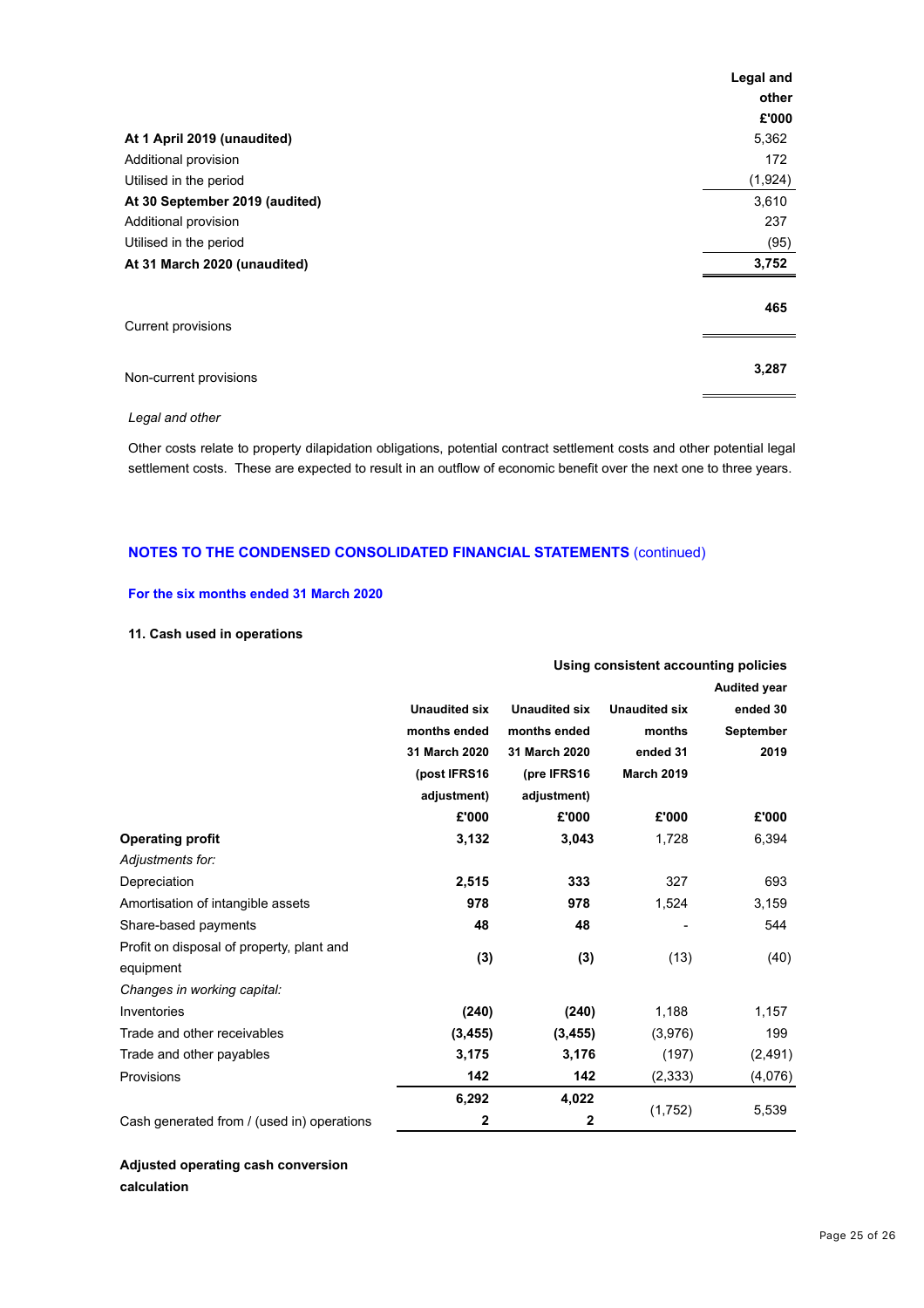| | Legal and other £'000 |
|---|---|
| **At 1 April 2019 (unaudited)** | 5,362 |
| Additional provision | 172 |
| Utilised in the period | (1,924) |
| **At 30 September 2019 (audited)** | 3,610 |
| Additional provision | 237 |
| Utilised in the period | (95) |
| **At 31 March 2020 (unaudited)** | **3,752** |
| Current provisions | **465** |
| Non-current provisions | **3,287** |

*Legal and other*

Other costs relate to property dilapidation obligations, potential contract settlement costs and other potential legal settlement costs. These are expected to result in an outflow of economic benefit over the next one to three years.

## NOTES TO THE CONDENSED CONSOLIDATED FINANCIAL STATEMENTS (continued)

### For the six months ended 31 March 2020

### 11. Cash used in operations

| | | Using consistent accounting policies | | |
|---|---|---|---|---|
| | Unaudited six months ended 31 March 2020 (post IFRS16 adjustment) £'000 | Unaudited six months ended 31 March 2020 (pre IFRS16 adjustment) £'000 | Unaudited six months ended 31 March 2019 £'000 | Audited year ended 30 September 2019 £'000 |
| **Operating profit** | **3,132** | **3,043** | 1,728 | 6,394 |
| *Adjustments for:* | | | | |
| Depreciation | **2,515** | **333** | 327 | 693 |
| Amortisation of intangible assets | **978** | **978** | 1,524 | 3,159 |
| Share-based payments | **48** | **48** | - | 544 |
| Profit on disposal of property, plant and equipment | **(3)** | **(3)** | (13) | (40) |
| *Changes in working capital:* | | | | |
| Inventories | **(240)** | **(240)** | 1,188 | 1,157 |
| Trade and other receivables | **(3,455)** | **(3,455)** | (3,976) | 199 |
| Trade and other payables | **3,175** | **3,176** | (197) | (2,491) |
| Provisions | **142** | **142** | (2,333) | (4,076) |
| Cash generated from / (used in) operations | **6,292** **2** | **4,022** **2** | (1,752) | 5,539 |

**Adjusted operating cash conversion calculation**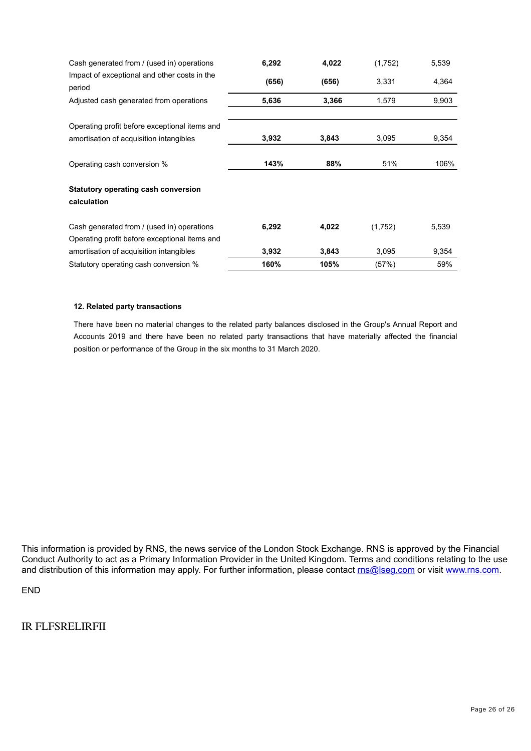| | | | | |
|---|---|---|---|---|
| Cash generated from / (used in) operations | **6,292** | **4,022** | (1,752) | 5,539 |
| Impact of exceptional and other costs in the period | **(656)** | **(656)** | 3,331 | 4,364 |
| Adjusted cash generated from operations | **5,636** | **3,366** | 1,579 | 9,903 |
| | | | | |
| Operating profit before exceptional items and amortisation of acquisition intangibles | **3,932** | **3,843** | 3,095 | 9,354 |
| | | | | |
| Operating cash conversion % | **143%** | **88%** | 51% | 106% |
| | | | | |
| **Statutory operating cash conversion calculation** | | | | |
| | | | | |
| Cash generated from / (used in) operations | **6,292** | **4,022** | (1,752) | 5,539 |
| Operating profit before exceptional items and amortisation of acquisition intangibles | **3,932** | **3,843** | 3,095 | 9,354 |
| Statutory operating cash conversion % | **160%** | **105%** | (57%) | 59% |

**12. Related party transactions**

There have been no material changes to the related party balances disclosed in the Group's Annual Report and Accounts 2019 and there have been no related party transactions that have materially affected the financial position or performance of the Group in the six months to 31 March 2020.

This information is provided by RNS, the news service of the London Stock Exchange. RNS is approved by the Financial Conduct Authority to act as a Primary Information Provider in the United Kingdom. Terms and conditions relating to the use and distribution of this information may apply. For further information, please contact rns@lseg.com or visit www.rns.com.

END

IR FLFSRELIRFII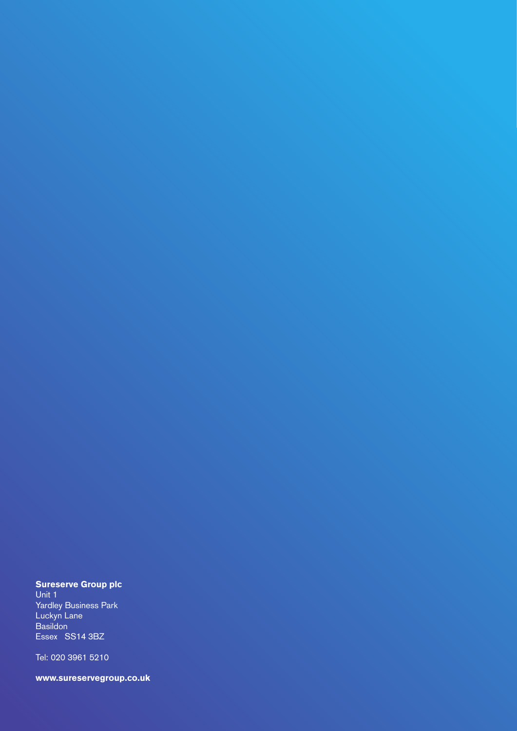**Sureserve Group plc**
Unit 1
Yardley Business Park
Luckyn Lane
Basildon
Essex SS14 3BZ

Tel: 020 3961 5210

**www.sureservegroup.co.uk**